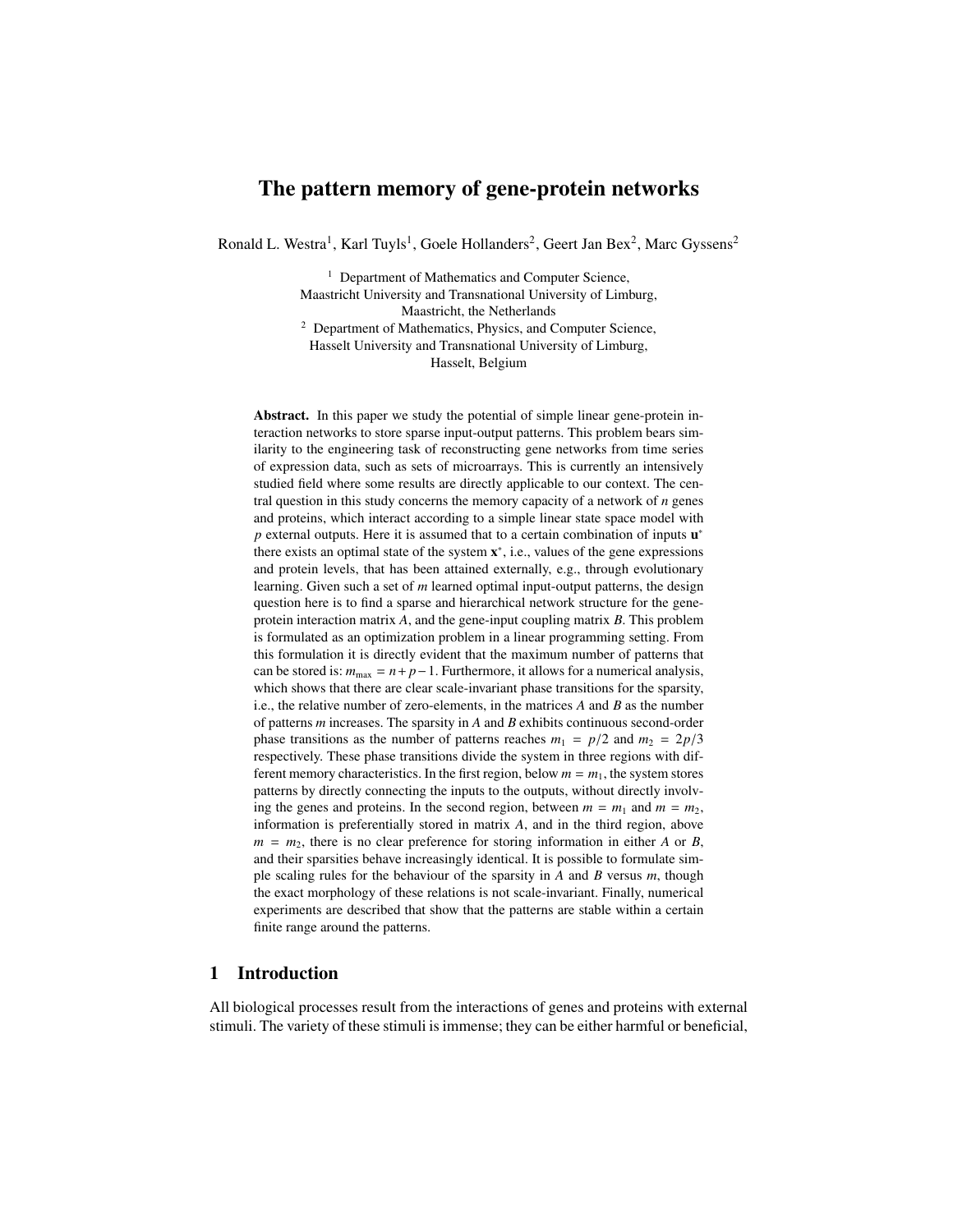# The pattern memory of gene-protein networks

Ronald L. Westra[1], Karl Tuyls[1], Goele Hollanders[2], Geert Jan Bex[2], Marc Gyssens[2]

[1] Department of Mathematics and Computer Science,
Maastricht University and Transnational University of Limburg,
Maastricht, the Netherlands
[2] Department of Mathematics, Physics, and Computer Science,
Hasselt University and Transnational University of Limburg,
Hasselt, Belgium

**Abstract.** In this paper we study the potential of simple linear gene-protein interaction networks to store sparse input-output patterns. This problem bears similarity to the engineering task of reconstructing gene networks from time series of expression data, such as sets of microarrays. This is currently an intensively studied field where some results are directly applicable to our context. The central question in this study concerns the memory capacity of a network of $n$ genes and proteins, which interact according to a simple linear state space model with $p$ external outputs. Here it is assumed that to a certain combination of inputs $\mathbf{u}^*$ there exists an optimal state of the system $\mathbf{x}^*$, i.e., values of the gene expressions and protein levels, that has been attained externally, e.g., through evolutionary learning. Given such a set of $m$ learned optimal input-output patterns, the design question here is to find a sparse and hierarchical network structure for the gene-protein interaction matrix $A$, and the gene-input coupling matrix $B$. This problem is formulated as an optimization problem in a linear programming setting. From this formulation it is directly evident that the maximum number of patterns that can be stored is: $m_{\max} = n + p - 1$. Furthermore, it allows for a numerical analysis, which shows that there are clear scale-invariant phase transitions for the sparsity, i.e., the relative number of zero-elements, in the matrices $A$ and $B$ as the number of patterns $m$ increases. The sparsity in $A$ and $B$ exhibits continuous second-order phase transitions as the number of patterns reaches $m_1 = p/2$ and $m_2 = 2p/3$ respectively. These phase transitions divide the system in three regions with different memory characteristics. In the first region, below $m = m_1$, the system stores patterns by directly connecting the inputs to the outputs, without directly involving the genes and proteins. In the second region, between $m = m_1$ and $m = m_2$, information is preferentially stored in matrix $A$, and in the third region, above $m = m_2$, there is no clear preference for storing information in either $A$ or $B$, and their sparsities behave increasingly identical. It is possible to formulate simple scaling rules for the behaviour of the sparsity in $A$ and $B$ versus $m$, though the exact morphology of these relations is not scale-invariant. Finally, numerical experiments are described that show that the patterns are stable within a certain finite range around the patterns.

## 1 Introduction

All biological processes result from the interactions of genes and proteins with external stimuli. The variety of these stimuli is immense; they can be either harmful or beneficial,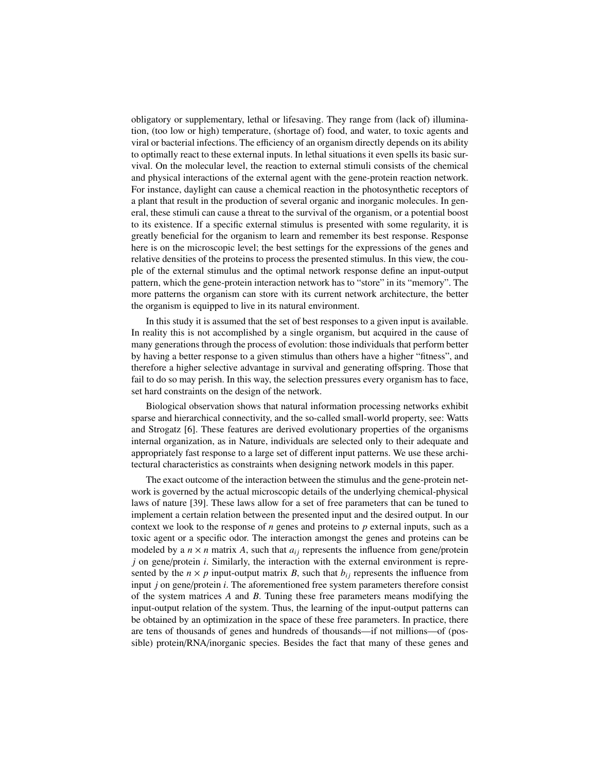obligatory or supplementary, lethal or lifesaving. They range from (lack of) illumination, (too low or high) temperature, (shortage of) food, and water, to toxic agents and viral or bacterial infections. The efficiency of an organism directly depends on its ability to optimally react to these external inputs. In lethal situations it even spells its basic survival. On the molecular level, the reaction to external stimuli consists of the chemical and physical interactions of the external agent with the gene-protein reaction network. For instance, daylight can cause a chemical reaction in the photosynthetic receptors of a plant that result in the production of several organic and inorganic molecules. In general, these stimuli can cause a threat to the survival of the organism, or a potential boost to its existence. If a specific external stimulus is presented with some regularity, it is greatly beneficial for the organism to learn and remember its best response. Response here is on the microscopic level; the best settings for the expressions of the genes and relative densities of the proteins to process the presented stimulus. In this view, the couple of the external stimulus and the optimal network response define an input-output pattern, which the gene-protein interaction network has to "store" in its "memory". The more patterns the organism can store with its current network architecture, the better the organism is equipped to live in its natural environment.

In this study it is assumed that the set of best responses to a given input is available. In reality this is not accomplished by a single organism, but acquired in the cause of many generations through the process of evolution: those individuals that perform better by having a better response to a given stimulus than others have a higher "fitness", and therefore a higher selective advantage in survival and generating offspring. Those that fail to do so may perish. In this way, the selection pressures every organism has to face, set hard constraints on the design of the network.

Biological observation shows that natural information processing networks exhibit sparse and hierarchical connectivity, and the so-called small-world property, see: Watts and Strogatz [6]. These features are derived evolutionary properties of the organisms internal organization, as in Nature, individuals are selected only to their adequate and appropriately fast response to a large set of different input patterns. We use these architectural characteristics as constraints when designing network models in this paper.

The exact outcome of the interaction between the stimulus and the gene-protein network is governed by the actual microscopic details of the underlying chemical-physical laws of nature [39]. These laws allow for a set of free parameters that can be tuned to implement a certain relation between the presented input and the desired output. In our context we look to the response of $n$ genes and proteins to $p$ external inputs, such as a toxic agent or a specific odor. The interaction amongst the genes and proteins can be modeled by a $n \times n$ matrix $A$, such that $a_{ij}$ represents the influence from gene/protein $j$ on gene/protein $i$. Similarly, the interaction with the external environment is represented by the $n \times p$ input-output matrix $B$, such that $b_{ij}$ represents the influence from input $j$ on gene/protein $i$. The aforementioned free system parameters therefore consist of the system matrices $A$ and $B$. Tuning these free parameters means modifying the input-output relation of the system. Thus, the learning of the input-output patterns can be obtained by an optimization in the space of these free parameters. In practice, there are tens of thousands of genes and hundreds of thousands—if not millions—of (possible) protein/RNA/inorganic species. Besides the fact that many of these genes and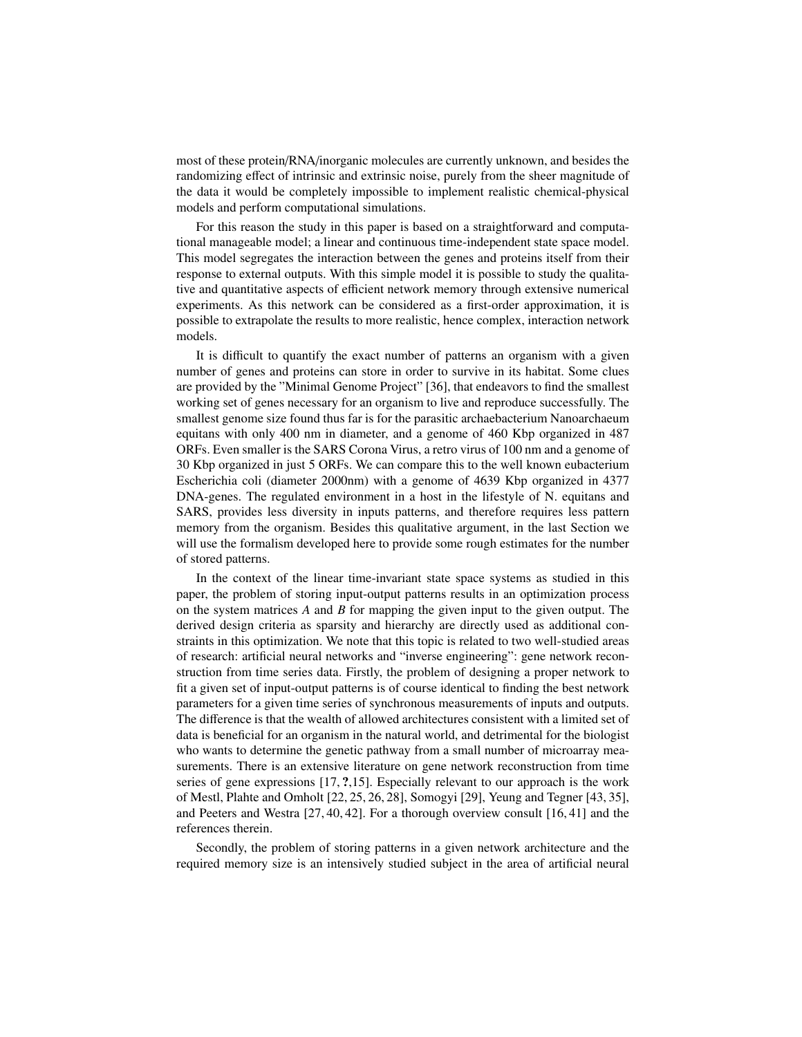most of these protein/RNA/inorganic molecules are currently unknown, and besides the randomizing effect of intrinsic and extrinsic noise, purely from the sheer magnitude of the data it would be completely impossible to implement realistic chemical-physical models and perform computational simulations.

For this reason the study in this paper is based on a straightforward and computational manageable model; a linear and continuous time-independent state space model. This model segregates the interaction between the genes and proteins itself from their response to external outputs. With this simple model it is possible to study the qualitative and quantitative aspects of efficient network memory through extensive numerical experiments. As this network can be considered as a first-order approximation, it is possible to extrapolate the results to more realistic, hence complex, interaction network models.

It is difficult to quantify the exact number of patterns an organism with a given number of genes and proteins can store in order to survive in its habitat. Some clues are provided by the "Minimal Genome Project" [36], that endeavors to find the smallest working set of genes necessary for an organism to live and reproduce successfully. The smallest genome size found thus far is for the parasitic archaebacterium Nanoarchaeum equitans with only 400 nm in diameter, and a genome of 460 Kbp organized in 487 ORFs. Even smaller is the SARS Corona Virus, a retro virus of 100 nm and a genome of 30 Kbp organized in just 5 ORFs. We can compare this to the well known eubacterium Escherichia coli (diameter 2000nm) with a genome of 4639 Kbp organized in 4377 DNA-genes. The regulated environment in a host in the lifestyle of N. equitans and SARS, provides less diversity in inputs patterns, and therefore requires less pattern memory from the organism. Besides this qualitative argument, in the last Section we will use the formalism developed here to provide some rough estimates for the number of stored patterns.

In the context of the linear time-invariant state space systems as studied in this paper, the problem of storing input-output patterns results in an optimization process on the system matrices $A$ and $B$ for mapping the given input to the given output. The derived design criteria as sparsity and hierarchy are directly used as additional constraints in this optimization. We note that this topic is related to two well-studied areas of research: artificial neural networks and "inverse engineering": gene network reconstruction from time series data. Firstly, the problem of designing a proper network to fit a given set of input-output patterns is of course identical to finding the best network parameters for a given time series of synchronous measurements of inputs and outputs. The difference is that the wealth of allowed architectures consistent with a limited set of data is beneficial for an organism in the natural world, and detrimental for the biologist who wants to determine the genetic pathway from a small number of microarray measurements. There is an extensive literature on gene network reconstruction from time series of gene expressions [17, **?**,15]. Especially relevant to our approach is the work of Mestl, Plahte and Omholt [22, 25, 26, 28], Somogyi [29], Yeung and Tegner [43, 35], and Peeters and Westra [27, 40, 42]. For a thorough overview consult [16, 41] and the references therein.

Secondly, the problem of storing patterns in a given network architecture and the required memory size is an intensively studied subject in the area of artificial neural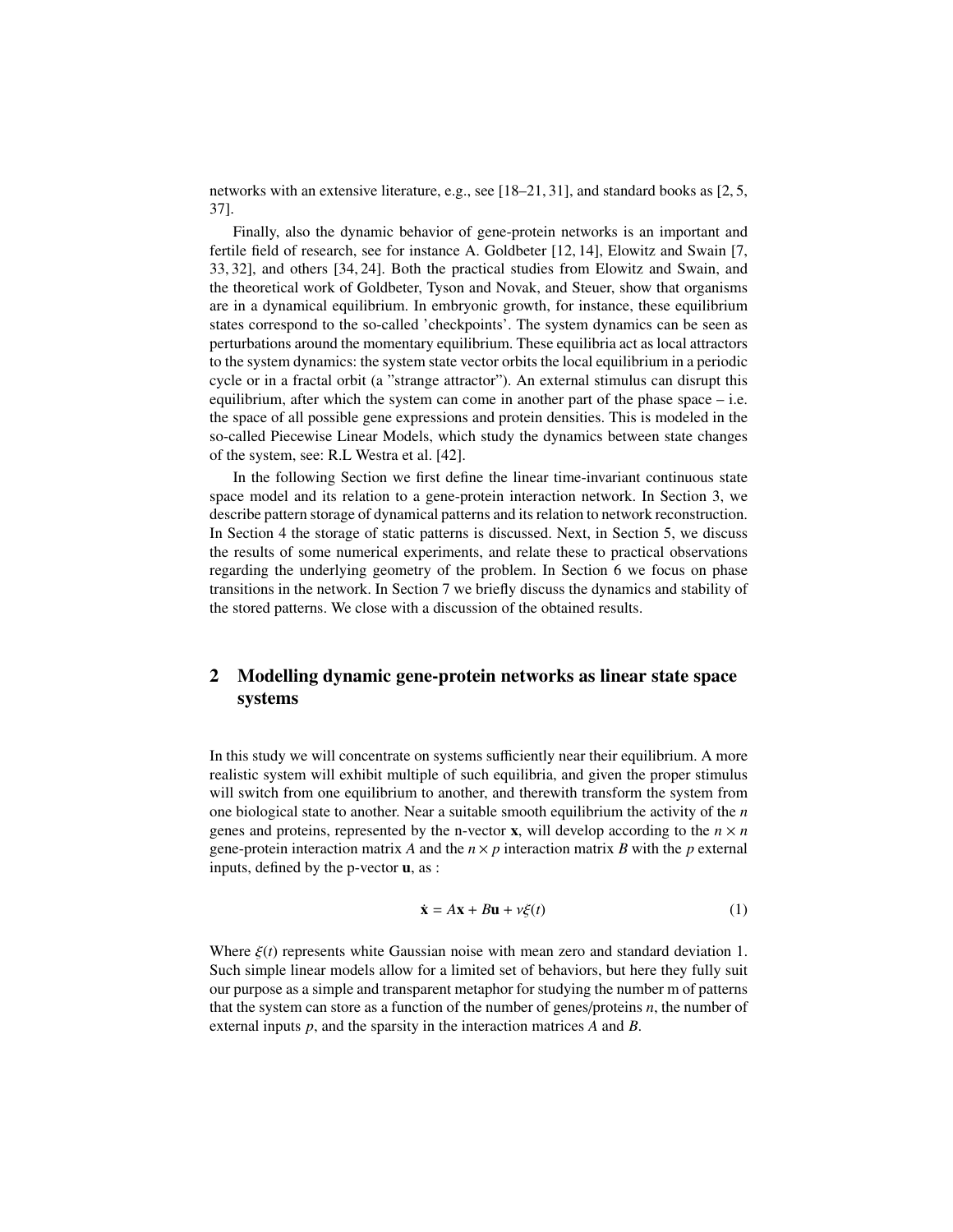networks with an extensive literature, e.g., see [18–21, 31], and standard books as [2, 5, 37].

Finally, also the dynamic behavior of gene-protein networks is an important and fertile field of research, see for instance A. Goldbeter [12, 14], Elowitz and Swain [7, 33, 32], and others [34, 24]. Both the practical studies from Elowitz and Swain, and the theoretical work of Goldbeter, Tyson and Novak, and Steuer, show that organisms are in a dynamical equilibrium. In embryonic growth, for instance, these equilibrium states correspond to the so-called 'checkpoints'. The system dynamics can be seen as perturbations around the momentary equilibrium. These equilibria act as local attractors to the system dynamics: the system state vector orbits the local equilibrium in a periodic cycle or in a fractal orbit (a "strange attractor"). An external stimulus can disrupt this equilibrium, after which the system can come in another part of the phase space – i.e. the space of all possible gene expressions and protein densities. This is modeled in the so-called Piecewise Linear Models, which study the dynamics between state changes of the system, see: R.L Westra et al. [42].

In the following Section we first define the linear time-invariant continuous state space model and its relation to a gene-protein interaction network. In Section 3, we describe pattern storage of dynamical patterns and its relation to network reconstruction. In Section 4 the storage of static patterns is discussed. Next, in Section 5, we discuss the results of some numerical experiments, and relate these to practical observations regarding the underlying geometry of the problem. In Section 6 we focus on phase transitions in the network. In Section 7 we briefly discuss the dynamics and stability of the stored patterns. We close with a discussion of the obtained results.

## 2 Modelling dynamic gene-protein networks as linear state space systems

In this study we will concentrate on systems sufficiently near their equilibrium. A more realistic system will exhibit multiple of such equilibria, and given the proper stimulus will switch from one equilibrium to another, and therewith transform the system from one biological state to another. Near a suitable smooth equilibrium the activity of the $n$ genes and proteins, represented by the n-vector $\mathbf{x}$, will develop according to the $n \times n$ gene-protein interaction matrix $A$ and the $n \times p$ interaction matrix $B$ with the $p$ external inputs, defined by the p-vector $\mathbf{u}$, as :

$$\dot{\mathbf{x}} = A\mathbf{x} + B\mathbf{u} + \nu\xi(t) \tag{1}$$

Where $\xi(t)$ represents white Gaussian noise with mean zero and standard deviation 1. Such simple linear models allow for a limited set of behaviors, but here they fully suit our purpose as a simple and transparent metaphor for studying the number m of patterns that the system can store as a function of the number of genes/proteins $n$, the number of external inputs $p$, and the sparsity in the interaction matrices $A$ and $B$.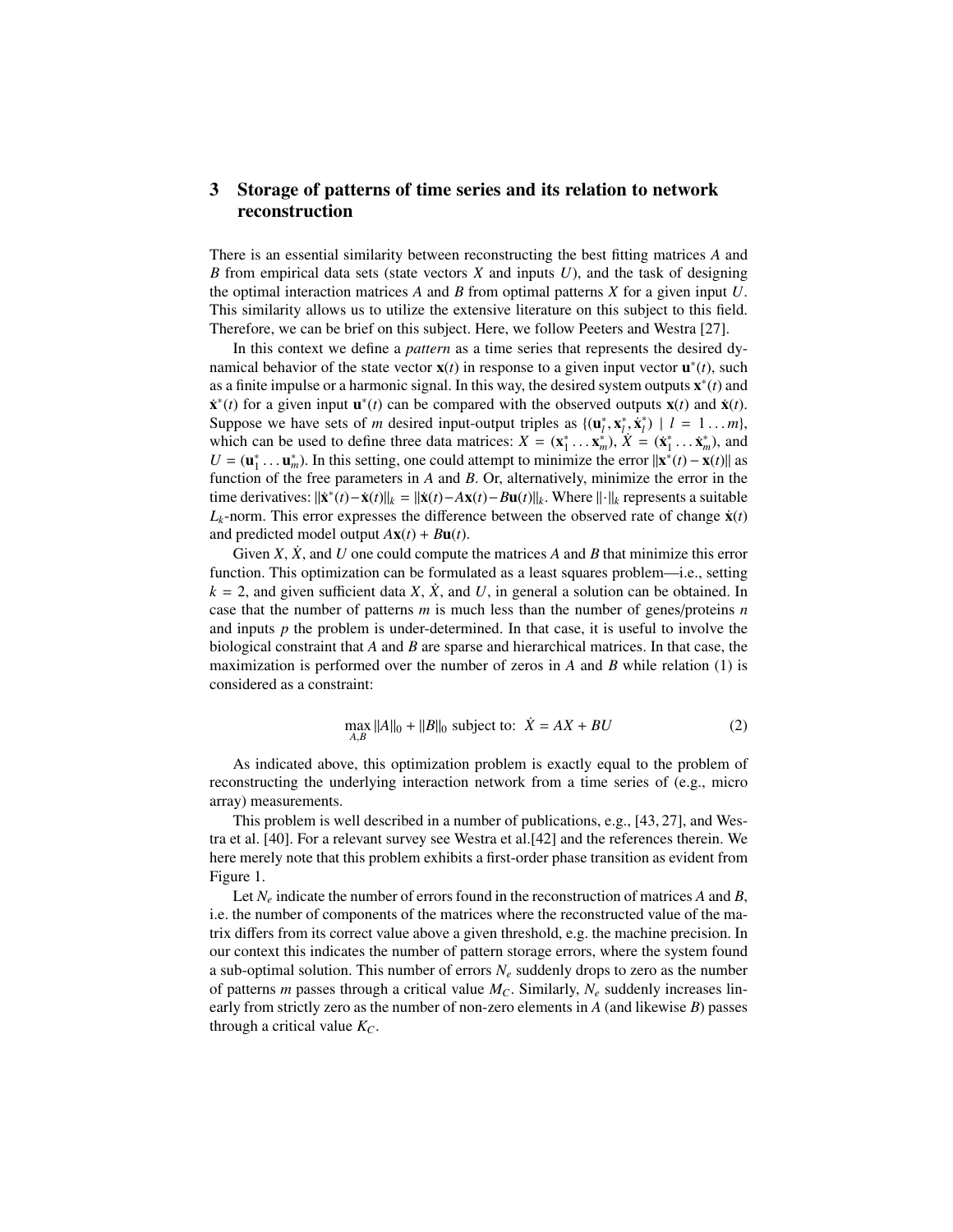## 3 Storage of patterns of time series and its relation to network reconstruction

There is an essential similarity between reconstructing the best fitting matrices $A$ and $B$ from empirical data sets (state vectors $X$ and inputs $U$), and the task of designing the optimal interaction matrices $A$ and $B$ from optimal patterns $X$ for a given input $U$. This similarity allows us to utilize the extensive literature on this subject to this field. Therefore, we can be brief on this subject. Here, we follow Peeters and Westra [27].

In this context we define a *pattern* as a time series that represents the desired dynamical behavior of the state vector $\mathbf{x}(t)$ in response to a given input vector $\mathbf{u}^*(t)$, such as a finite impulse or a harmonic signal. In this way, the desired system outputs $\mathbf{x}^*(t)$ and $\dot{\mathbf{x}}^*(t)$ for a given input $\mathbf{u}^*(t)$ can be compared with the observed outputs $\mathbf{x}(t)$ and $\dot{\mathbf{x}}(t)$. Suppose we have sets of $m$ desired input-output triples as $\{(\mathbf{u}_l^*, \mathbf{x}_l^*, \dot{\mathbf{x}}_l^*) \mid l = 1 \ldots m\}$, which can be used to define three data matrices: $X = (\mathbf{x}_1^* \ldots \mathbf{x}_m^*)$, $\dot{X} = (\dot{\mathbf{x}}_1^* \ldots \dot{\mathbf{x}}_m^*)$, and $U = (\mathbf{u}_1^* \ldots \mathbf{u}_m^*)$. In this setting, one could attempt to minimize the error $\|\mathbf{x}^*(t) - \mathbf{x}(t)\|$ as function of the free parameters in $A$ and $B$. Or, alternatively, minimize the error in the time derivatives: $\|\dot{\mathbf{x}}^*(t) - \dot{\mathbf{x}}(t)\|_k = \|\dot{\mathbf{x}}(t) - A\mathbf{x}(t) - B\mathbf{u}(t)\|_k$. Where $\|\cdot\|_k$ represents a suitable $L_k$-norm. This error expresses the difference between the observed rate of change $\dot{\mathbf{x}}(t)$ and predicted model output $A\mathbf{x}(t) + B\mathbf{u}(t)$.

Given $X$, $\dot{X}$, and $U$ one could compute the matrices $A$ and $B$ that minimize this error function. This optimization can be formulated as a least squares problem—i.e., setting $k = 2$, and given sufficient data $X$, $\dot{X}$, and $U$, in general a solution can be obtained. In case that the number of patterns $m$ is much less than the number of genes/proteins $n$ and inputs $p$ the problem is under-determined. In that case, it is useful to involve the biological constraint that $A$ and $B$ are sparse and hierarchical matrices. In that case, the maximization is performed over the number of zeros in $A$ and $B$ while relation (1) is considered as a constraint:

$$\max_{A,B} \|A\|_0 + \|B\|_0 \text{ subject to: } \dot{X} = AX + BU \tag{2}$$

As indicated above, this optimization problem is exactly equal to the problem of reconstructing the underlying interaction network from a time series of (e.g., micro array) measurements.

This problem is well described in a number of publications, e.g., [43, 27], and Westra et al. [40]. For a relevant survey see Westra et al.[42] and the references therein. We here merely note that this problem exhibits a first-order phase transition as evident from Figure 1.

Let $N_e$ indicate the number of errors found in the reconstruction of matrices $A$ and $B$, i.e. the number of components of the matrices where the reconstructed value of the matrix differs from its correct value above a given threshold, e.g. the machine precision. In our context this indicates the number of pattern storage errors, where the system found a sub-optimal solution. This number of errors $N_e$ suddenly drops to zero as the number of patterns $m$ passes through a critical value $M_C$. Similarly, $N_e$ suddenly increases linearly from strictly zero as the number of non-zero elements in $A$ (and likewise $B$) passes through a critical value $K_C$.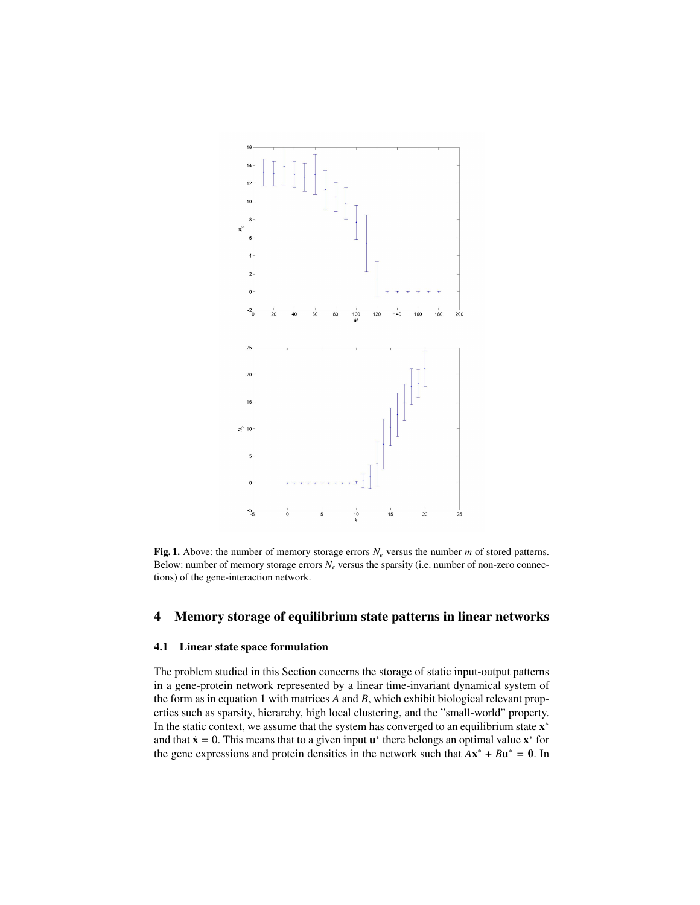**Fig. 1.** Above: the number of memory storage errors $N_e$ versus the number $m$ of stored patterns. Below: number of memory storage errors $N_e$ versus the sparsity (i.e. number of non-zero connections) of the gene-interaction network.

## 4 Memory storage of equilibrium state patterns in linear networks

### 4.1 Linear state space formulation

The problem studied in this Section concerns the storage of static input-output patterns in a gene-protein network represented by a linear time-invariant dynamical system of the form as in equation 1 with matrices $A$ and $B$, which exhibit biological relevant properties such as sparsity, hierarchy, high local clustering, and the "small-world" property. In the static context, we assume that the system has converged to an equilibrium state $\mathbf{x}^*$ and that $\dot{\mathbf{x}} = 0$. This means that to a given input $\mathbf{u}^*$ there belongs an optimal value $\mathbf{x}^*$ for the gene expressions and protein densities in the network such that $A\mathbf{x}^* + B\mathbf{u}^* = \mathbf{0}$. In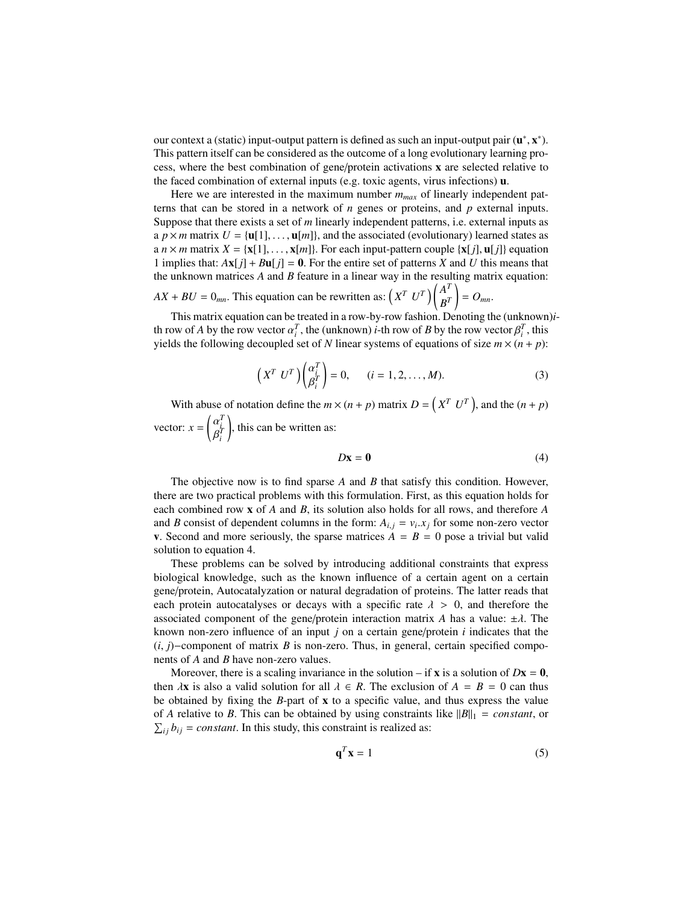our context a (static) input-output pattern is defined as such an input-output pair $(\mathbf{u}^*, \mathbf{x}^*)$. This pattern itself can be considered as the outcome of a long evolutionary learning process, where the best combination of gene/protein activations $\mathbf{x}$ are selected relative to the faced combination of external inputs (e.g. toxic agents, virus infections) $\mathbf{u}$.

Here we are interested in the maximum number $m_{max}$ of linearly independent patterns that can be stored in a network of $n$ genes or proteins, and $p$ external inputs. Suppose that there exists a set of $m$ linearly independent patterns, i.e. external inputs as a $p \times m$ matrix $U = \{\mathbf{u}[1], \ldots, \mathbf{u}[m]\}$, and the associated (evolutionary) learned states as a $n \times m$ matrix $X = \{\mathbf{x}[1], \ldots, \mathbf{x}[m]\}$. For each input-pattern couple $\{\mathbf{x}[j], \mathbf{u}[j]\}$ equation 1 implies that: $A\mathbf{x}[j] + B\mathbf{u}[j] = \mathbf{0}$. For the entire set of patterns $X$ and $U$ this means that the unknown matrices $A$ and $B$ feature in a linear way in the resulting matrix equation: $AX + BU = 0_{mn}$. This equation can be rewritten as: $\begin{pmatrix} X^T & U^T \end{pmatrix} \begin{pmatrix} A^T \\ B^T \end{pmatrix} = O_{mn}$.

This matrix equation can be treated in a row-by-row fashion. Denoting the (unknown)$i$-th row of $A$ by the row vector $\alpha_i^T$, the (unknown) $i$-th row of $B$ by the row vector $\beta_i^T$, this yields the following decoupled set of $N$ linear systems of equations of size $m \times (n + p)$:

$$\begin{pmatrix} X^T & U^T \end{pmatrix} \begin{pmatrix} \alpha_i^T \\ \beta_i^T \end{pmatrix} = 0, \qquad (i = 1, 2, \ldots, M). \tag{3}$$

With abuse of notation define the $m \times (n + p)$ matrix $D = \begin{pmatrix} X^T & U^T \end{pmatrix}$, and the $(n + p)$ vector: $x = \begin{pmatrix} \alpha_i^T \\ \beta_i^T \end{pmatrix}$, this can be written as:

$$D\mathbf{x} = \mathbf{0} \tag{4}$$

The objective now is to find sparse $A$ and $B$ that satisfy this condition. However, there are two practical problems with this formulation. First, as this equation holds for each combined row $\mathbf{x}$ of $A$ and $B$, its solution also holds for all rows, and therefore $A$ and $B$ consist of dependent columns in the form: $A_{i,j} = v_i.x_j$ for some non-zero vector $\mathbf{v}$. Second and more seriously, the sparse matrices $A = B = 0$ pose a trivial but valid solution to equation 4.

These problems can be solved by introducing additional constraints that express biological knowledge, such as the known influence of a certain agent on a certain gene/protein, Autocatalyzation or natural degradation of proteins. The latter reads that each protein autocatalyses or decays with a specific rate $\lambda > 0$, and therefore the associated component of the gene/protein interaction matrix $A$ has a value: $\pm\lambda$. The known non-zero influence of an input $j$ on a certain gene/protein $i$ indicates that the $(i, j)-$component of matrix $B$ is non-zero. Thus, in general, certain specified components of $A$ and $B$ have non-zero values.

Moreover, there is a scaling invariance in the solution – if $\mathbf{x}$ is a solution of $D\mathbf{x} = \mathbf{0}$, then $\lambda\mathbf{x}$ is also a valid solution for all $\lambda \in R$. The exclusion of $A = B = 0$ can thus be obtained by fixing the $B$-part of $\mathbf{x}$ to a specific value, and thus express the value of $A$ relative to $B$. This can be obtained by using constraints like $\|B\|_1 = constant$, or $\sum_{ij} b_{ij} = constant$. In this study, this constraint is realized as:

$$\mathbf{q}^T\mathbf{x} = 1 \tag{5}$$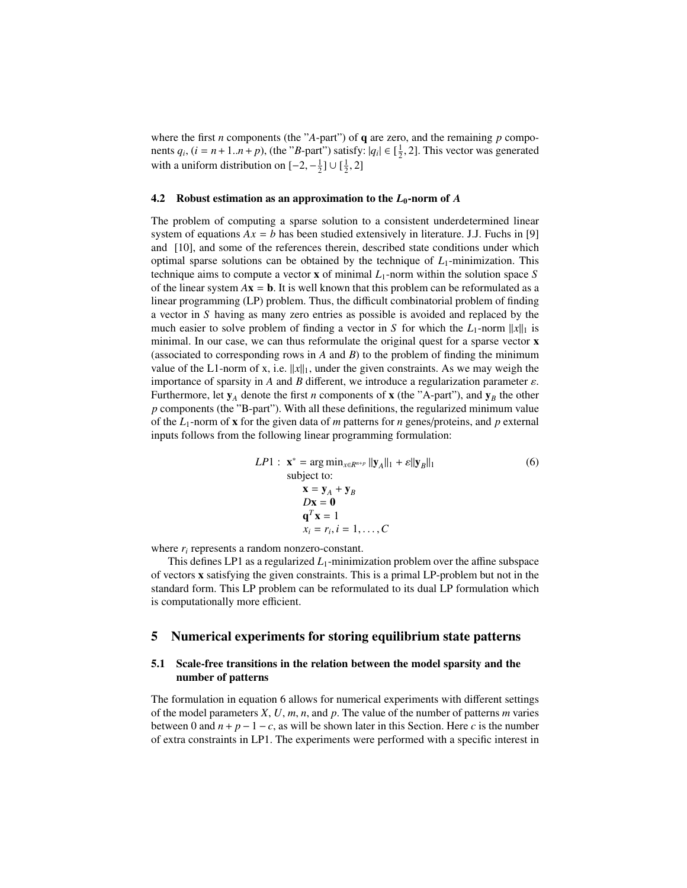where the first $n$ components (the "$A$-part") of $\mathbf{q}$ are zero, and the remaining $p$ components $q_i$, ($i = n+1..n+p$), (the "$B$-part") satisfy: $|q_i| \in [\frac{1}{2}, 2]$. This vector was generated with a uniform distribution on $[-2, -\frac{1}{2}] \cup [\frac{1}{2}, 2]$

### 4.2 Robust estimation as an approximation to the $L_0$-norm of $A$

The problem of computing a sparse solution to a consistent underdetermined linear system of equations $Ax = b$ has been studied extensively in literature. J.J. Fuchs in [9] and [10], and some of the references therein, described state conditions under which optimal sparse solutions can be obtained by the technique of $L_1$-minimization. This technique aims to compute a vector $\mathbf{x}$ of minimal $L_1$-norm within the solution space $S$ of the linear system $A\mathbf{x} = \mathbf{b}$. It is well known that this problem can be reformulated as a linear programming (LP) problem. Thus, the difficult combinatorial problem of finding a vector in $S$ having as many zero entries as possible is avoided and replaced by the much easier to solve problem of finding a vector in $S$ for which the $L_1$-norm $\|x\|_1$ is minimal. In our case, we can thus reformulate the original quest for a sparse vector $\mathbf{x}$ (associated to corresponding rows in $A$ and $B$) to the problem of finding the minimum value of the L1-norm of x, i.e. $\|x\|_1$, under the given constraints. As we may weigh the importance of sparsity in $A$ and $B$ different, we introduce a regularization parameter $\varepsilon$. Furthermore, let $\mathbf{y}_A$ denote the first $n$ components of $\mathbf{x}$ (the "A-part"), and $\mathbf{y}_B$ the other $p$ components (the "B-part"). With all these definitions, the regularized minimum value of the $L_1$-norm of $\mathbf{x}$ for the given data of $m$ patterns for $n$ genes/proteins, and $p$ external inputs follows from the following linear programming formulation:

$$
\begin{aligned}
LP1: \ \mathbf{x}^* = \arg\min\nolimits_{x \in R^{n+p}} \|\mathbf{y}_A\|_1 + \varepsilon \|\mathbf{y}_B\|_1 \\
\text{subject to:} \\
\mathbf{x} = \mathbf{y}_A + \mathbf{y}_B \\
D\mathbf{x} = \mathbf{0} \\
\mathbf{q}^T\mathbf{x} = 1 \\
x_i = r_i, i = 1, \ldots, C
\end{aligned}
\tag{6}
$$

where $r_i$ represents a random nonzero-constant.

This defines LP1 as a regularized $L_1$-minimization problem over the affine subspace of vectors $\mathbf{x}$ satisfying the given constraints. This is a primal LP-problem but not in the standard form. This LP problem can be reformulated to its dual LP formulation which is computationally more efficient.

## 5 Numerical experiments for storing equilibrium state patterns

### 5.1 Scale-free transitions in the relation between the model sparsity and the number of patterns

The formulation in equation 6 allows for numerical experiments with different settings of the model parameters $X$, $U$, $m$, $n$, and $p$. The value of the number of patterns $m$ varies between 0 and $n + p - 1 - c$, as will be shown later in this Section. Here $c$ is the number of extra constraints in LP1. The experiments were performed with a specific interest in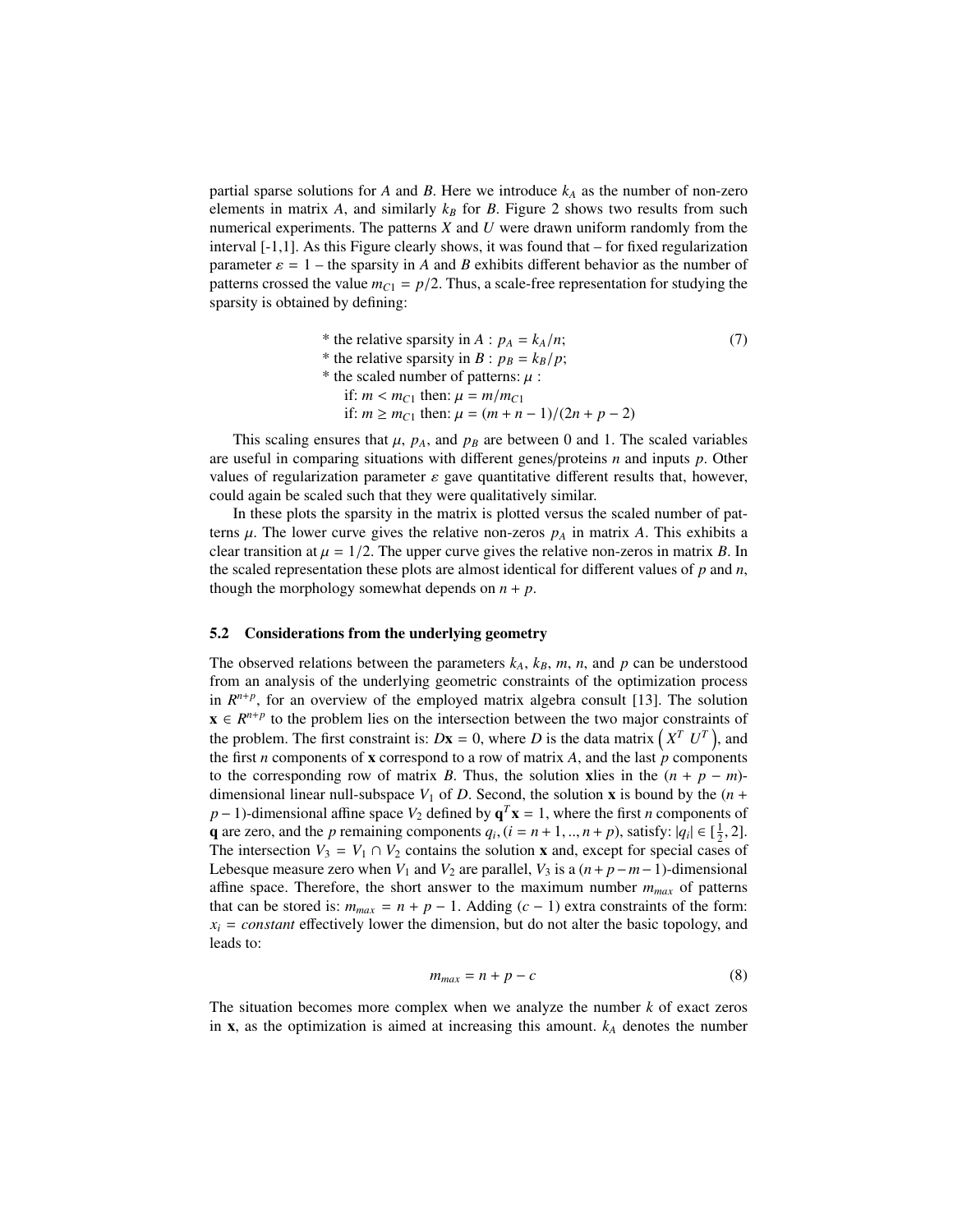partial sparse solutions for $A$ and $B$. Here we introduce $k_A$ as the number of non-zero elements in matrix $A$, and similarly $k_B$ for $B$. Figure 2 shows two results from such numerical experiments. The patterns $X$ and $U$ were drawn uniform randomly from the interval [-1,1]. As this Figure clearly shows, it was found that – for fixed regularization parameter $\varepsilon = 1$ – the sparsity in $A$ and $B$ exhibits different behavior as the number of patterns crossed the value $m_{C1} = p/2$. Thus, a scale-free representation for studying the sparsity is obtained by defining:

* the relative sparsity in $A$ : $p_A = k_A/n$; (7)
* the relative sparsity in $B$ : $p_B = k_B/p$;
* the scaled number of patterns: $\mu$ :
  if: $m < m_{C1}$ then: $\mu = m/m_{C1}$
  if: $m \geq m_{C1}$ then: $\mu = (m + n - 1)/(2n + p - 2)$

This scaling ensures that $\mu$, $p_A$, and $p_B$ are between 0 and 1. The scaled variables are useful in comparing situations with different genes/proteins $n$ and inputs $p$. Other values of regularization parameter $\varepsilon$ gave quantitative different results that, however, could again be scaled such that they were qualitatively similar.

In these plots the sparsity in the matrix is plotted versus the scaled number of patterns $\mu$. The lower curve gives the relative non-zeros $p_A$ in matrix $A$. This exhibits a clear transition at $\mu = 1/2$. The upper curve gives the relative non-zeros in matrix $B$. In the scaled representation these plots are almost identical for different values of $p$ and $n$, though the morphology somewhat depends on $n + p$.

### 5.2 Considerations from the underlying geometry

The observed relations between the parameters $k_A$, $k_B$, $m$, $n$, and $p$ can be understood from an analysis of the underlying geometric constraints of the optimization process in $R^{n+p}$, for an overview of the employed matrix algebra consult [13]. The solution $\mathbf{x} \in R^{n+p}$ to the problem lies on the intersection between the two major constraints of the problem. The first constraint is: $D\mathbf{x} = 0$, where $D$ is the data matrix $\begin{pmatrix} X^T & U^T \end{pmatrix}$, and the first $n$ components of $\mathbf{x}$ correspond to a row of matrix $A$, and the last $p$ components to the corresponding row of matrix $B$. Thus, the solution $\mathbf{x}$lies in the $(n + p - m)$-dimensional linear null-subspace $V_1$ of $D$. Second, the solution $\mathbf{x}$ is bound by the $(n + p - 1)$-dimensional affine space $V_2$ defined by $\mathbf{q}^T\mathbf{x} = 1$, where the first $n$ components of $\mathbf{q}$ are zero, and the $p$ remaining components $q_i$, $(i = n+1, .., n+p)$, satisfy: $|q_i| \in [\frac{1}{2}, 2]$. The intersection $V_3 = V_1 \cap V_2$ contains the solution $\mathbf{x}$ and, except for special cases of Lebesque measure zero when $V_1$ and $V_2$ are parallel, $V_3$ is a $(n+p-m-1)$-dimensional affine space. Therefore, the short answer to the maximum number $m_{max}$ of patterns that can be stored is: $m_{max} = n + p - 1$. Adding $(c - 1)$ extra constraints of the form: $x_i = constant$ effectively lower the dimension, but do not alter the basic topology, and leads to:

$$m_{max} = n + p - c \tag{8}$$

The situation becomes more complex when we analyze the number $k$ of exact zeros in $\mathbf{x}$, as the optimization is aimed at increasing this amount. $k_A$ denotes the number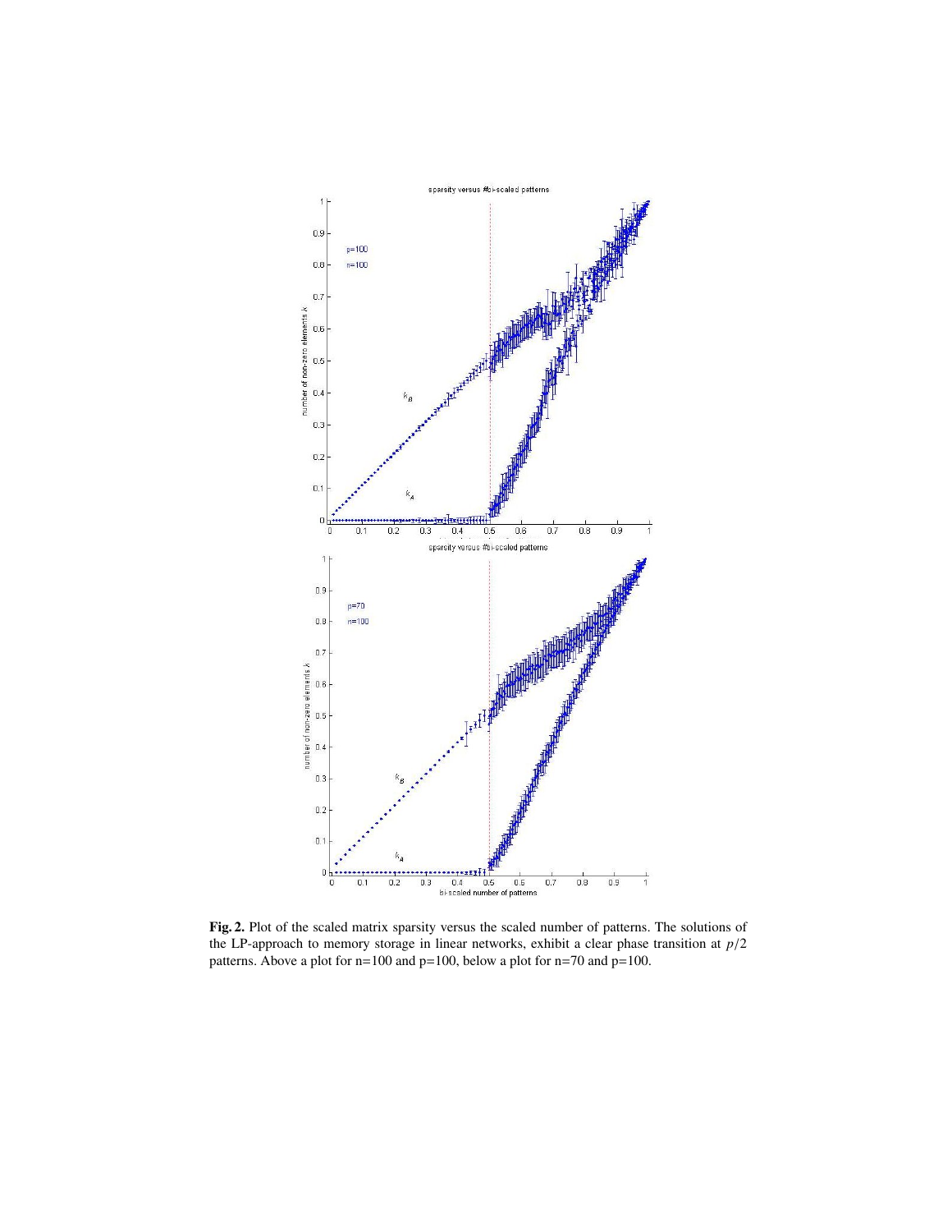**Fig. 2.** Plot of the scaled matrix sparsity versus the scaled number of patterns. The solutions of the LP-approach to memory storage in linear networks, exhibit a clear phase transition at $p/2$ patterns. Above a plot for n=100 and p=100, below a plot for n=70 and p=100.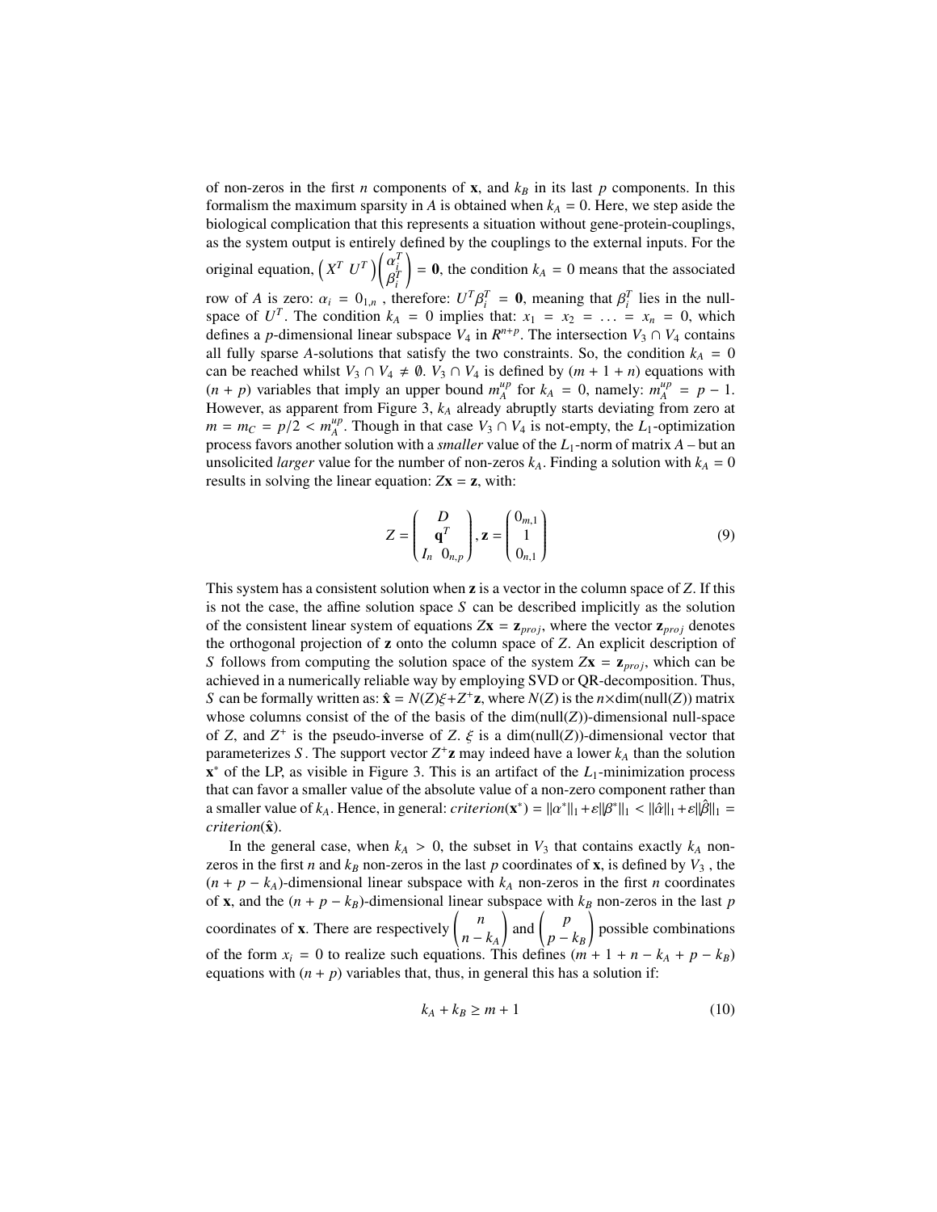of non-zeros in the first $n$ components of $\mathbf{x}$, and $k_B$ in its last $p$ components. In this formalism the maximum sparsity in $A$ is obtained when $k_A = 0$. Here, we step aside the biological complication that this represents a situation without gene-protein-couplings, as the system output is entirely defined by the couplings to the external inputs. For the original equation, $\begin{pmatrix} X^T & U^T \end{pmatrix}\begin{pmatrix} \alpha_i^T \\ \beta_i^T \end{pmatrix} = \mathbf{0}$, the condition $k_A = 0$ means that the associated row of $A$ is zero: $\alpha_i = 0_{1,n}$ , therefore: $U^T \beta_i^T = \mathbf{0}$, meaning that $\beta_i^T$ lies in the null-space of $U^T$. The condition $k_A = 0$ implies that: $x_1 = x_2 = \ldots = x_n = 0$, which defines a $p$-dimensional linear subspace $V_4$ in $R^{n+p}$. The intersection $V_3 \cap V_4$ contains all fully sparse $A$-solutions that satisfy the two constraints. So, the condition $k_A = 0$ can be reached whilst $V_3 \cap V_4 \neq \emptyset$. $V_3 \cap V_4$ is defined by $(m + 1 + n)$ equations with $(n + p)$ variables that imply an upper bound $m_A^{up}$ for $k_A = 0$, namely: $m_A^{up} = p - 1$. However, as apparent from Figure 3, $k_A$ already abruptly starts deviating from zero at $m = m_C = p/2 < m_A^{up}$. Though in that case $V_3 \cap V_4$ is not-empty, the $L_1$-optimization process favors another solution with a *smaller* value of the $L_1$-norm of matrix $A$ – but an unsolicited *larger* value for the number of non-zeros $k_A$. Finding a solution with $k_A = 0$ results in solving the linear equation: $Z\mathbf{x} = \mathbf{z}$, with:

$$Z = \begin{pmatrix} D \\ \mathbf{q}^T \\ I_n \;\; 0_{n,p} \end{pmatrix}, \mathbf{z} = \begin{pmatrix} 0_{m,1} \\ 1 \\ 0_{n,1} \end{pmatrix} \tag{9}$$

This system has a consistent solution when $\mathbf{z}$ is a vector in the column space of $Z$. If this is not the case, the affine solution space $S$ can be described implicitly as the solution of the consistent linear system of equations $Z\mathbf{x} = \mathbf{z}_{proj}$, where the vector $\mathbf{z}_{proj}$ denotes the orthogonal projection of $\mathbf{z}$ onto the column space of $Z$. An explicit description of $S$ follows from computing the solution space of the system $Z\mathbf{x} = \mathbf{z}_{proj}$, which can be achieved in a numerically reliable way by employing SVD or QR-decomposition. Thus, $S$ can be formally written as: $\hat{\mathbf{x}} = N(Z)\xi + Z^+\mathbf{z}$, where $N(Z)$ is the $n \times \dim(\text{null}(Z))$ matrix whose columns consist of the of the basis of the $\dim(\text{null}(Z))$-dimensional null-space of $Z$, and $Z^+$ is the pseudo-inverse of $Z$. $\xi$ is a $\dim(\text{null}(Z))$-dimensional vector that parameterizes $S$. The support vector $Z^+\mathbf{z}$ may indeed have a lower $k_A$ than the solution $\mathbf{x}^*$ of the LP, as visible in Figure 3. This is an artifact of the $L_1$-minimization process that can favor a smaller value of the absolute value of a non-zero component rather than a smaller value of $k_A$. Hence, in general: $criterion(\mathbf{x}^*) = \|\alpha^*\|_1 + \varepsilon\|\beta^*\|_1 < \|\hat{\alpha}\|_1 + \varepsilon\|\hat{\beta}\|_1 = criterion(\hat{\mathbf{x}})$.

In the general case, when $k_A > 0$, the subset in $V_3$ that contains exactly $k_A$ non-zeros in the first $n$ and $k_B$ non-zeros in the last $p$ coordinates of $\mathbf{x}$, is defined by $V_3$ , the $(n + p - k_A)$-dimensional linear subspace with $k_A$ non-zeros in the first $n$ coordinates of $\mathbf{x}$, and the $(n + p - k_B)$-dimensional linear subspace with $k_B$ non-zeros in the last $p$ coordinates of $\mathbf{x}$. There are respectively $\begin{pmatrix} n \\ n - k_A \end{pmatrix}$ and $\begin{pmatrix} p \\ p - k_B \end{pmatrix}$ possible combinations of the form $x_i = 0$ to realize such equations. This defines $(m + 1 + n - k_A + p - k_B)$ equations with $(n + p)$ variables that, thus, in general this has a solution if:

$$k_A + k_B \geq m + 1 \tag{10}$$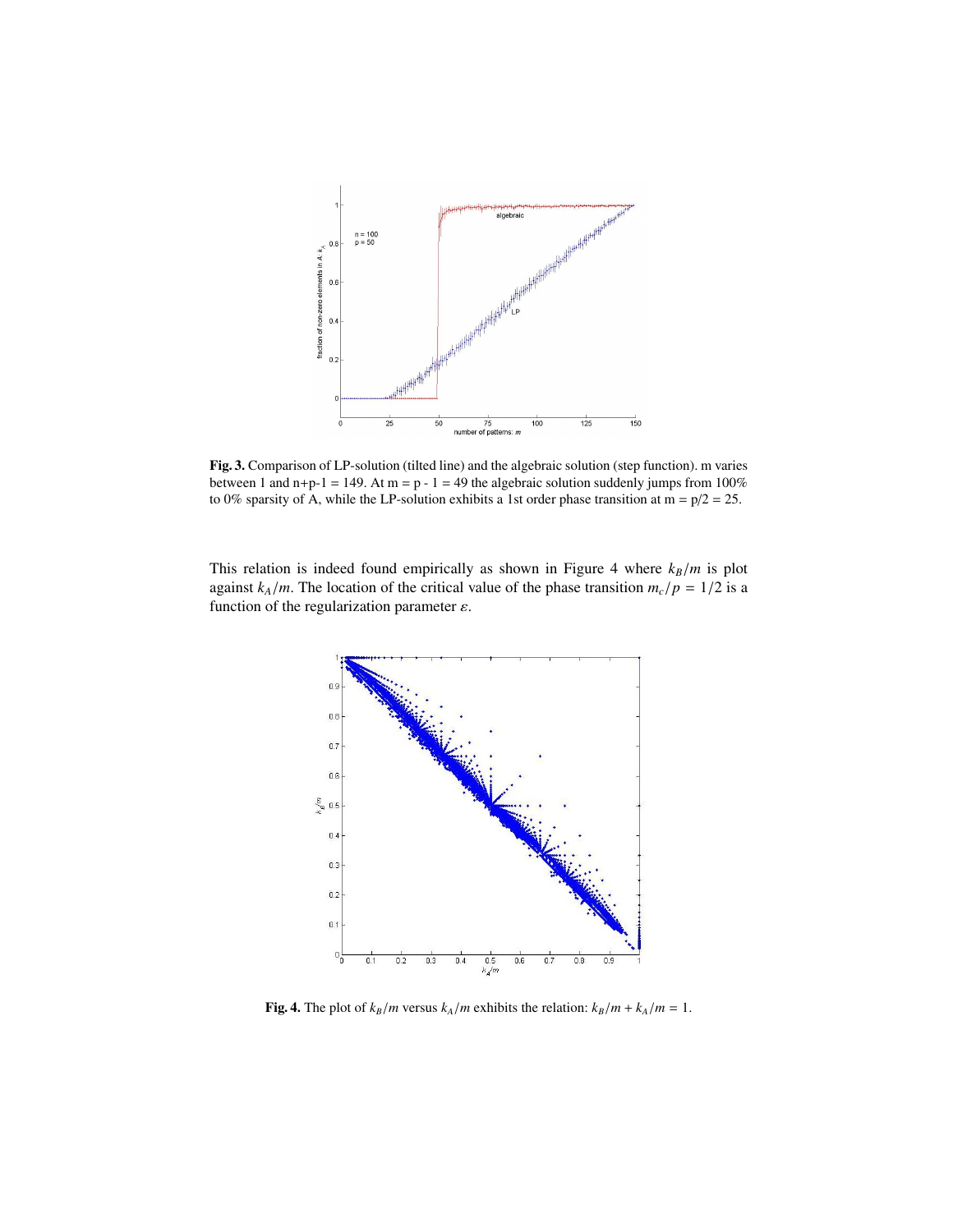**Fig. 3.** Comparison of LP-solution (tilted line) and the algebraic solution (step function). m varies between 1 and n+p-1 = 149. At m = p - 1 = 49 the algebraic solution suddenly jumps from 100% to 0% sparsity of A, while the LP-solution exhibits a 1st order phase transition at m = p/2 = 25.

This relation is indeed found empirically as shown in Figure 4 where $k_B/m$ is plot against $k_A/m$. The location of the critical value of the phase transition $m_c/p = 1/2$ is a function of the regularization parameter $\varepsilon$.

**Fig. 4.** The plot of $k_B/m$ versus $k_A/m$ exhibits the relation: $k_B/m + k_A/m = 1$.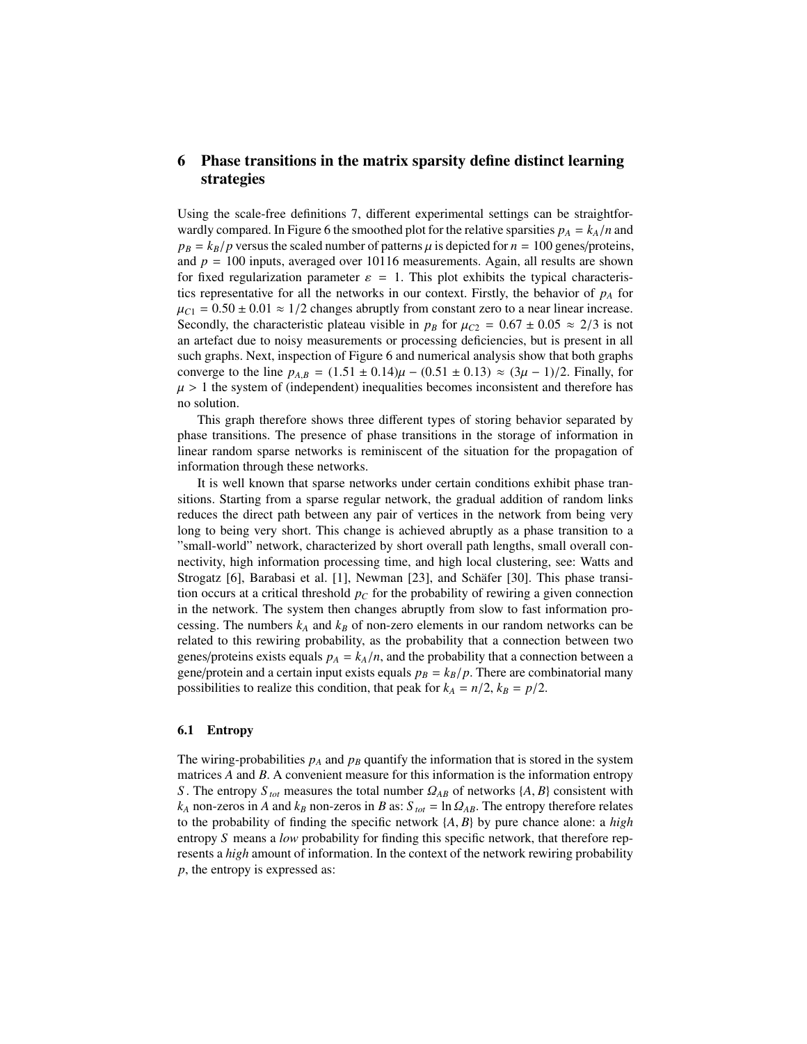## 6 Phase transitions in the matrix sparsity define distinct learning strategies

Using the scale-free definitions 7, different experimental settings can be straightforwardly compared. In Figure 6 the smoothed plot for the relative sparsities $p_A = k_A/n$ and $p_B = k_B/p$ versus the scaled number of patterns $\mu$ is depicted for $n = 100$ genes/proteins, and $p = 100$ inputs, averaged over 10116 measurements. Again, all results are shown for fixed regularization parameter $\varepsilon = 1$. This plot exhibits the typical characteristics representative for all the networks in our context. Firstly, the behavior of $p_A$ for $\mu_{C1} = 0.50 \pm 0.01 \approx 1/2$ changes abruptly from constant zero to a near linear increase. Secondly, the characteristic plateau visible in $p_B$ for $\mu_{C2} = 0.67 \pm 0.05 \approx 2/3$ is not an artefact due to noisy measurements or processing deficiencies, but is present in all such graphs. Next, inspection of Figure 6 and numerical analysis show that both graphs converge to the line $p_{A,B} = (1.51 \pm 0.14)\mu - (0.51 \pm 0.13) \approx (3\mu - 1)/2$. Finally, for $\mu > 1$ the system of (independent) inequalities becomes inconsistent and therefore has no solution.

This graph therefore shows three different types of storing behavior separated by phase transitions. The presence of phase transitions in the storage of information in linear random sparse networks is reminiscent of the situation for the propagation of information through these networks.

It is well known that sparse networks under certain conditions exhibit phase transitions. Starting from a sparse regular network, the gradual addition of random links reduces the direct path between any pair of vertices in the network from being very long to being very short. This change is achieved abruptly as a phase transition to a "small-world" network, characterized by short overall path lengths, small overall connectivity, high information processing time, and high local clustering, see: Watts and Strogatz [6], Barabasi et al. [1], Newman [23], and Schäfer [30]. This phase transition occurs at a critical threshold $p_C$ for the probability of rewiring a given connection in the network. The system then changes abruptly from slow to fast information processing. The numbers $k_A$ and $k_B$ of non-zero elements in our random networks can be related to this rewiring probability, as the probability that a connection between two genes/proteins exists equals $p_A = k_A/n$, and the probability that a connection between a gene/protein and a certain input exists equals $p_B = k_B/p$. There are combinatorial many possibilities to realize this condition, that peak for $k_A = n/2$, $k_B = p/2$.

### 6.1 Entropy

The wiring-probabilities $p_A$ and $p_B$ quantify the information that is stored in the system matrices $A$ and $B$. A convenient measure for this information is the information entropy $S$. The entropy $S_{tot}$ measures the total number $\Omega_{AB}$ of networks $\{A, B\}$ consistent with $k_A$ non-zeros in $A$ and $k_B$ non-zeros in $B$ as: $S_{tot} = \ln \Omega_{AB}$. The entropy therefore relates to the probability of finding the specific network $\{A, B\}$ by pure chance alone: a *high* entropy $S$ means a *low* probability for finding this specific network, that therefore represents a *high* amount of information. In the context of the network rewiring probability $p$, the entropy is expressed as: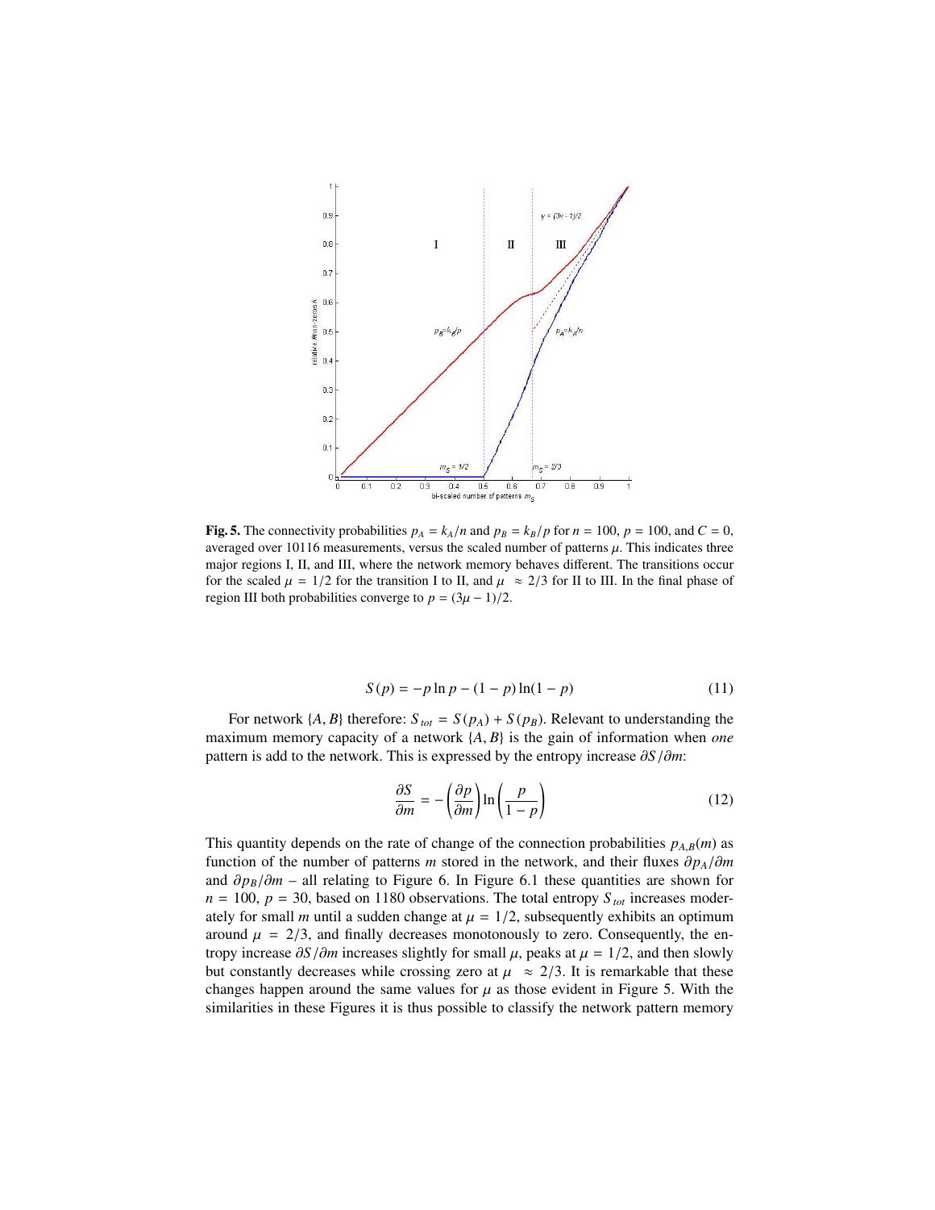**Fig. 5.** The connectivity probabilities $p_A = k_A/n$ and $p_B = k_B/p$ for $n = 100$, $p = 100$, and $C = 0$, averaged over 10116 measurements, versus the scaled number of patterns $\mu$. This indicates three major regions I, II, and III, where the network memory behaves different. The transitions occur for the scaled $\mu = 1/2$ for the transition I to II, and $\mu \approx 2/3$ for II to III. In the final phase of region III both probabilities converge to $p = (3\mu - 1)/2$.

$$S(p) = -p \ln p - (1 - p) \ln(1 - p) \tag{11}$$

For network $\{A, B\}$ therefore: $S_{tot} = S(p_A) + S(p_B)$. Relevant to understanding the maximum memory capacity of a network $\{A, B\}$ is the gain of information when *one* pattern is add to the network. This is expressed by the entropy increase $\partial S/\partial m$:

$$\frac{\partial S}{\partial m} = -\left(\frac{\partial p}{\partial m}\right) \ln\left(\frac{p}{1 - p}\right) \tag{12}$$

This quantity depends on the rate of change of the connection probabilities $p_{A,B}(m)$ as function of the number of patterns $m$ stored in the network, and their fluxes $\partial p_A/\partial m$ and $\partial p_B/\partial m$ – all relating to Figure 6. In Figure 6.1 these quantities are shown for $n = 100$, $p = 30$, based on 1180 observations. The total entropy $S_{tot}$ increases moderately for small $m$ until a sudden change at $\mu = 1/2$, subsequently exhibits an optimum around $\mu = 2/3$, and finally decreases monotonously to zero. Consequently, the entropy increase $\partial S/\partial m$ increases slightly for small $\mu$, peaks at $\mu = 1/2$, and then slowly but constantly decreases while crossing zero at $\mu \approx 2/3$. It is remarkable that these changes happen around the same values for $\mu$ as those evident in Figure 5. With the similarities in these Figures it is thus possible to classify the network pattern memory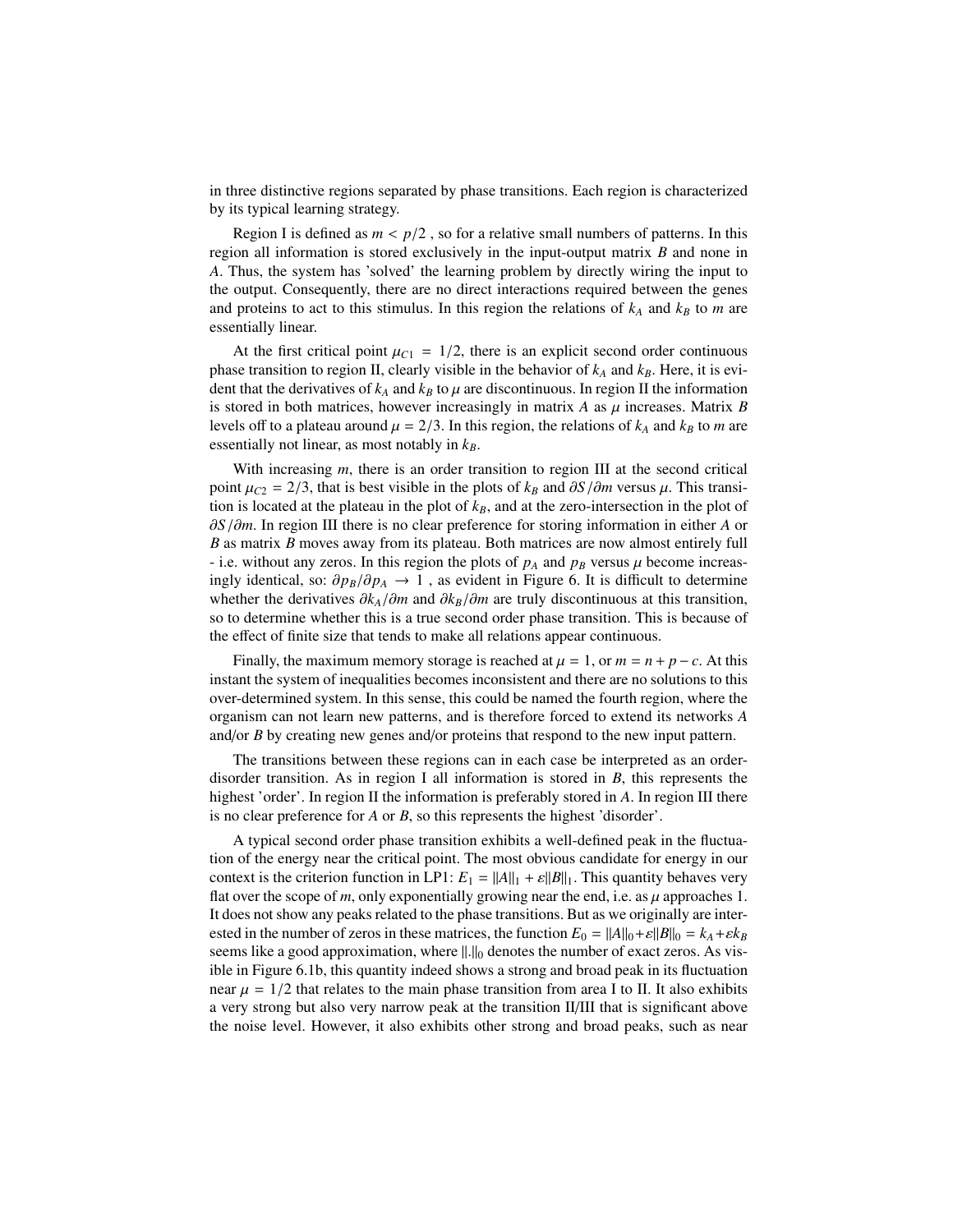in three distinctive regions separated by phase transitions. Each region is characterized by its typical learning strategy.

Region I is defined as $m < p/2$ , so for a relative small numbers of patterns. In this region all information is stored exclusively in the input-output matrix $B$ and none in $A$. Thus, the system has 'solved' the learning problem by directly wiring the input to the output. Consequently, there are no direct interactions required between the genes and proteins to act to this stimulus. In this region the relations of $k_A$ and $k_B$ to $m$ are essentially linear.

At the first critical point $\mu_{C1} = 1/2$, there is an explicit second order continuous phase transition to region II, clearly visible in the behavior of $k_A$ and $k_B$. Here, it is evident that the derivatives of $k_A$ and $k_B$ to $\mu$ are discontinuous. In region II the information is stored in both matrices, however increasingly in matrix $A$ as $\mu$ increases. Matrix $B$ levels off to a plateau around $\mu = 2/3$. In this region, the relations of $k_A$ and $k_B$ to $m$ are essentially not linear, as most notably in $k_B$.

With increasing $m$, there is an order transition to region III at the second critical point $\mu_{C2} = 2/3$, that is best visible in the plots of $k_B$ and $\partial S/\partial m$ versus $\mu$. This transition is located at the plateau in the plot of $k_B$, and at the zero-intersection in the plot of $\partial S/\partial m$. In region III there is no clear preference for storing information in either $A$ or $B$ as matrix $B$ moves away from its plateau. Both matrices are now almost entirely full - i.e. without any zeros. In this region the plots of $p_A$ and $p_B$ versus $\mu$ become increasingly identical, so: $\partial p_B/\partial p_A \rightarrow 1$ , as evident in Figure 6. It is difficult to determine whether the derivatives $\partial k_A/\partial m$ and $\partial k_B/\partial m$ are truly discontinuous at this transition, so to determine whether this is a true second order phase transition. This is because of the effect of finite size that tends to make all relations appear continuous.

Finally, the maximum memory storage is reached at $\mu = 1$, or $m = n + p - c$. At this instant the system of inequalities becomes inconsistent and there are no solutions to this over-determined system. In this sense, this could be named the fourth region, where the organism can not learn new patterns, and is therefore forced to extend its networks $A$ and/or $B$ by creating new genes and/or proteins that respond to the new input pattern.

The transitions between these regions can in each case be interpreted as an order-disorder transition. As in region I all information is stored in $B$, this represents the highest 'order'. In region II the information is preferably stored in $A$. In region III there is no clear preference for $A$ or $B$, so this represents the highest 'disorder'.

A typical second order phase transition exhibits a well-defined peak in the fluctuation of the energy near the critical point. The most obvious candidate for energy in our context is the criterion function in LP1: $E_1 = \|A\|_1 + \varepsilon\|B\|_1$. This quantity behaves very flat over the scope of $m$, only exponentially growing near the end, i.e. as $\mu$ approaches 1. It does not show any peaks related to the phase transitions. But as we originally are interested in the number of zeros in these matrices, the function $E_0 = \|A\|_0 + \varepsilon\|B\|_0 = k_A + \varepsilon k_B$ seems like a good approximation, where $\|.\|_0$ denotes the number of exact zeros. As visible in Figure 6.1b, this quantity indeed shows a strong and broad peak in its fluctuation near $\mu = 1/2$ that relates to the main phase transition from area I to II. It also exhibits a very strong but also very narrow peak at the transition II/III that is significant above the noise level. However, it also exhibits other strong and broad peaks, such as near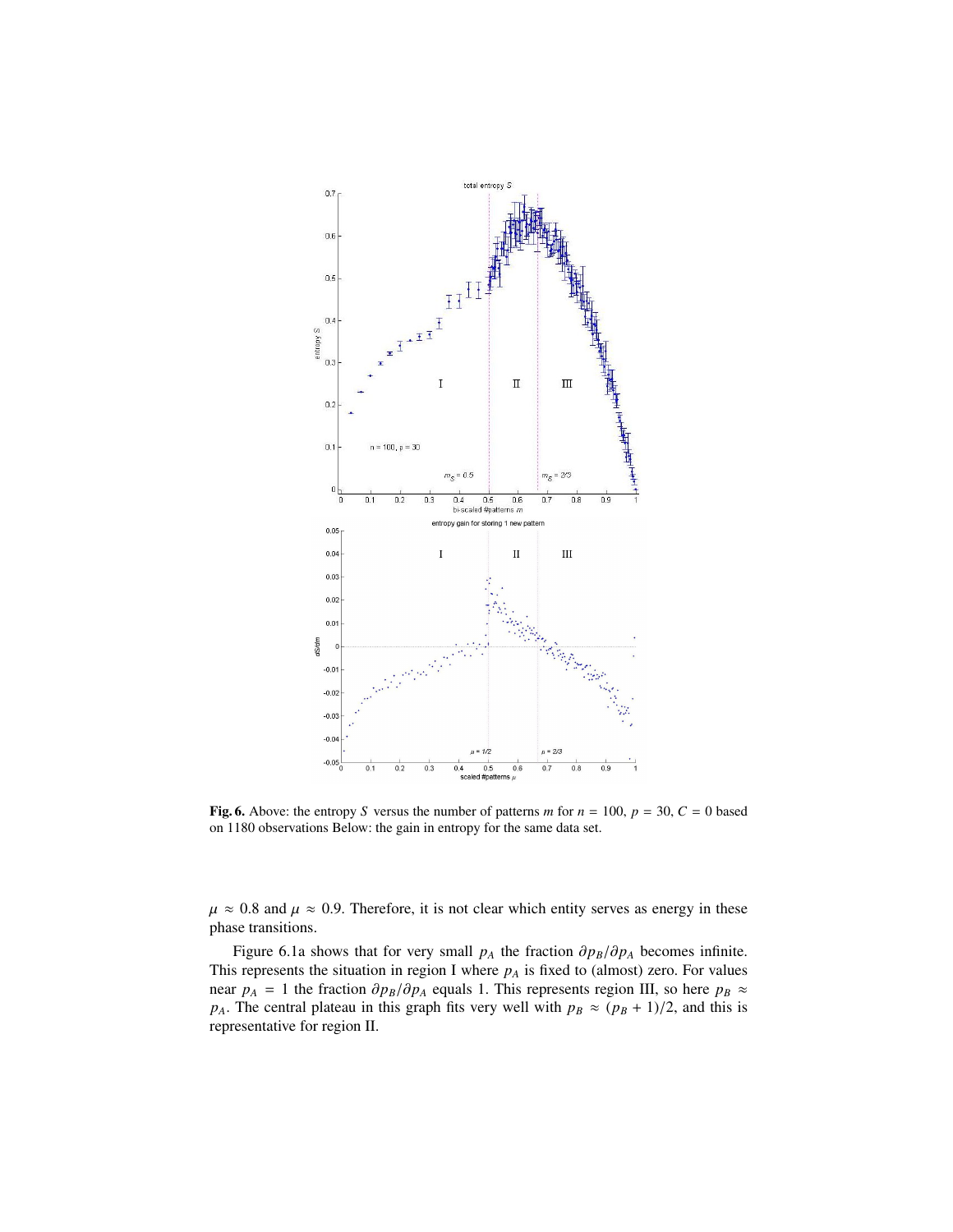**Fig. 6.** Above: the entropy $S$ versus the number of patterns $m$ for $n = 100$, $p = 30$, $C = 0$ based on 1180 observations Below: the gain in entropy for the same data set.

$\mu \approx 0.8$ and $\mu \approx 0.9$. Therefore, it is not clear which entity serves as energy in these phase transitions.

Figure 6.1a shows that for very small $p_A$ the fraction $\partial p_B/\partial p_A$ becomes infinite. This represents the situation in region I where $p_A$ is fixed to (almost) zero. For values near $p_A = 1$ the fraction $\partial p_B/\partial p_A$ equals 1. This represents region III, so here $p_B \approx p_A$. The central plateau in this graph fits very well with $p_B \approx (p_B + 1)/2$, and this is representative for region II.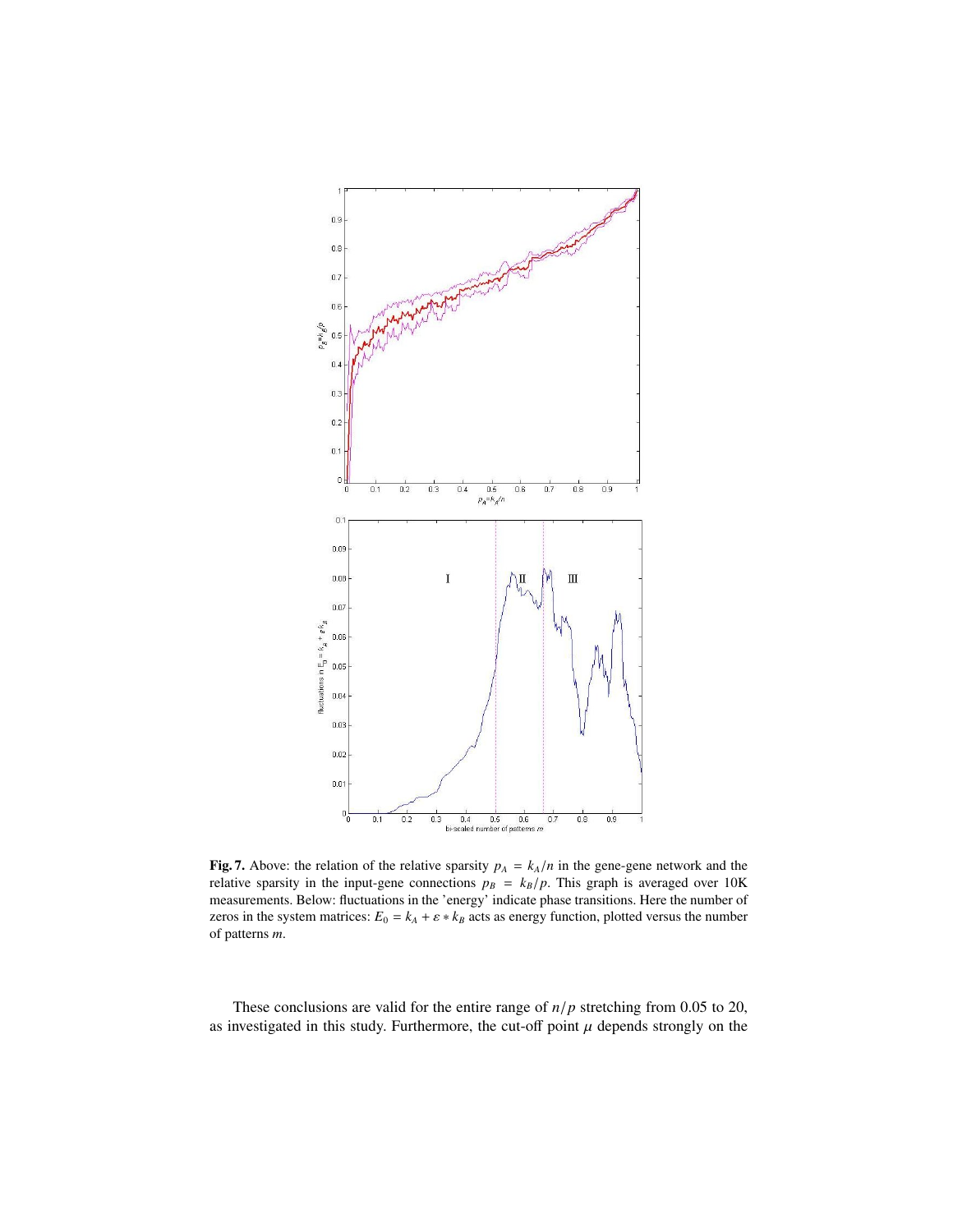**Fig. 7.** Above: the relation of the relative sparsity $p_A = k_A/n$ in the gene-gene network and the relative sparsity in the input-gene connections $p_B = k_B/p$. This graph is averaged over 10K measurements. Below: fluctuations in the 'energy' indicate phase transitions. Here the number of zeros in the system matrices: $E_0 = k_A + \varepsilon * k_B$ acts as energy function, plotted versus the number of patterns $m$.

These conclusions are valid for the entire range of $n/p$ stretching from 0.05 to 20, as investigated in this study. Furthermore, the cut-off point $\mu$ depends strongly on the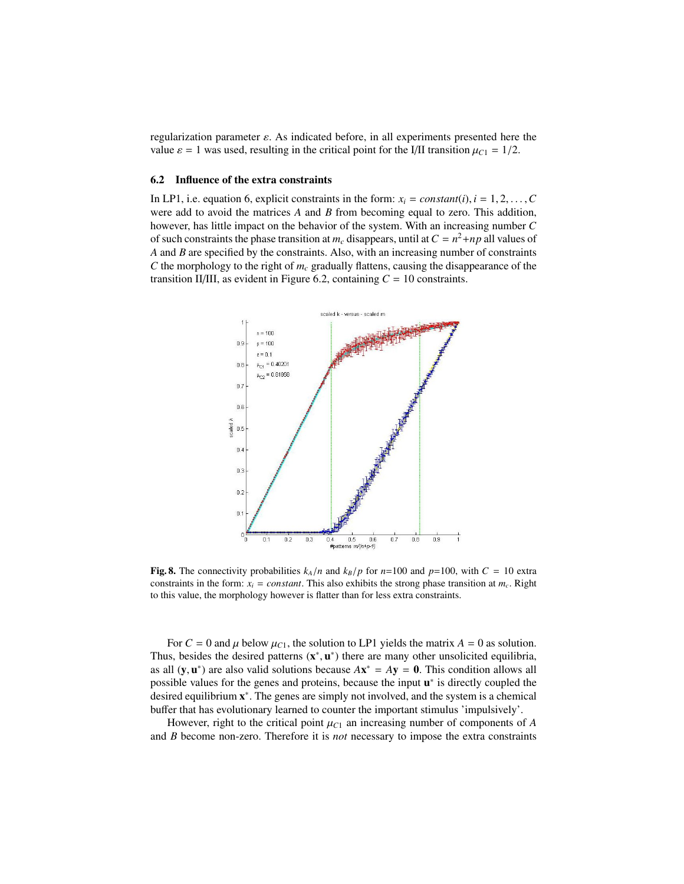regularization parameter $\varepsilon$. As indicated before, in all experiments presented here the value $\varepsilon = 1$ was used, resulting in the critical point for the I/II transition $\mu_{C1} = 1/2$.

### 6.2 Influence of the extra constraints

In LP1, i.e. equation 6, explicit constraints in the form: $x_i = constant(i), i = 1, 2, \ldots, C$ were add to avoid the matrices $A$ and $B$ from becoming equal to zero. This addition, however, has little impact on the behavior of the system. With an increasing number $C$ of such constraints the phase transition at $m_c$ disappears, until at $C = n^2 + np$ all values of $A$ and $B$ are specified by the constraints. Also, with an increasing number of constraints $C$ the morphology to the right of $m_c$ gradually flattens, causing the disappearance of the transition II/III, as evident in Figure 6.2, containing $C = 10$ constraints.

**Fig. 8.** The connectivity probabilities $k_A/n$ and $k_B/p$ for $n$=100 and $p$=100, with $C = 10$ extra constraints in the form: $x_i = constant$. This also exhibits the strong phase transition at $m_c$. Right to this value, the morphology however is flatter than for less extra constraints.

For $C = 0$ and $\mu$ below $\mu_{C1}$, the solution to LP1 yields the matrix $A = 0$ as solution. Thus, besides the desired patterns $(\mathbf{x}^*, \mathbf{u}^*)$ there are many other unsolicited equilibria, as all $(\mathbf{y}, \mathbf{u}^*)$ are also valid solutions because $A\mathbf{x}^* = A\mathbf{y} = \mathbf{0}$. This condition allows all possible values for the genes and proteins, because the input $\mathbf{u}^*$ is directly coupled the desired equilibrium $\mathbf{x}^*$. The genes are simply not involved, and the system is a chemical buffer that has evolutionary learned to counter the important stimulus 'impulsively'.

However, right to the critical point $\mu_{C1}$ an increasing number of components of $A$ and $B$ become non-zero. Therefore it is *not* necessary to impose the extra constraints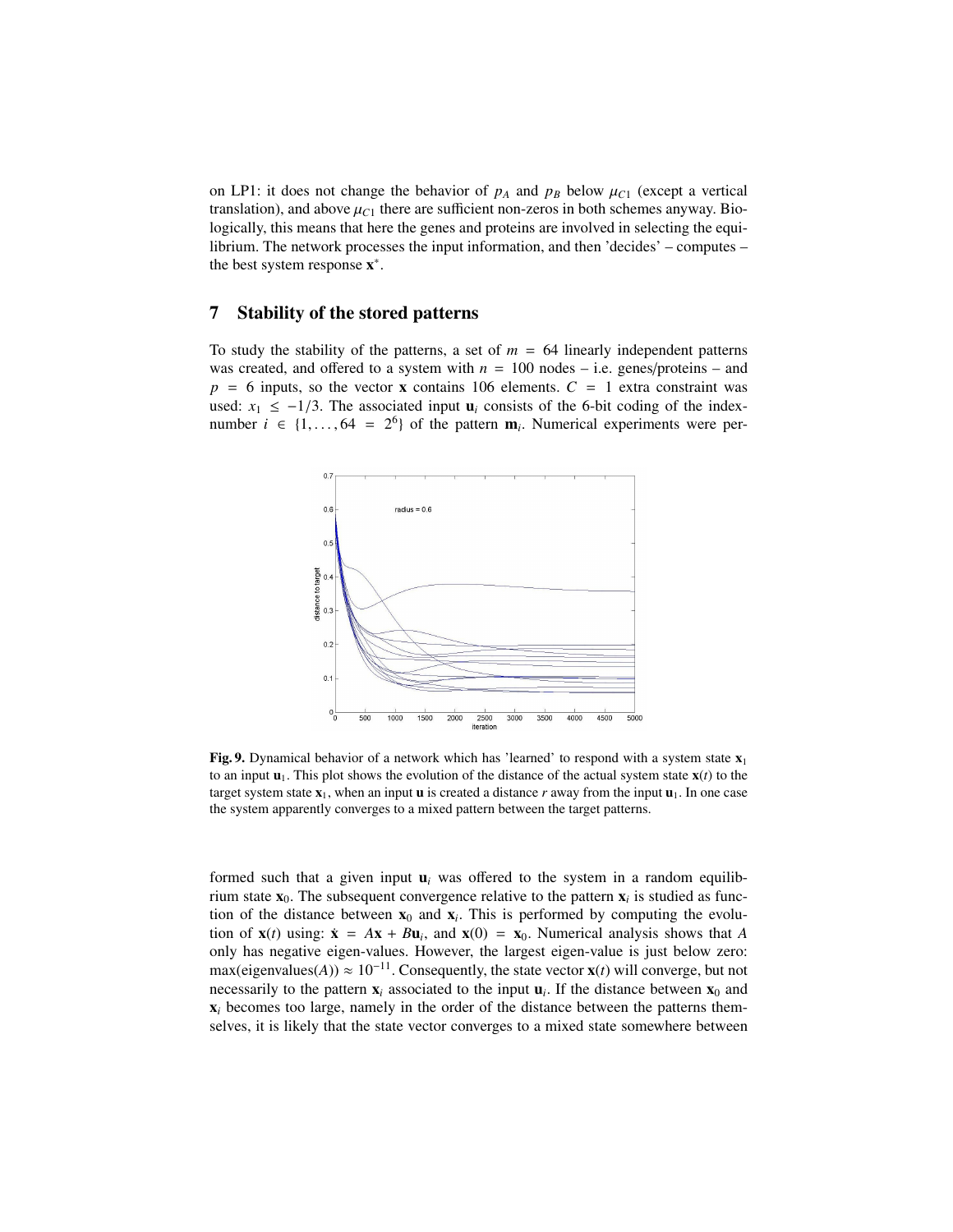on LP1: it does not change the behavior of $p_A$ and $p_B$ below $\mu_{C1}$ (except a vertical translation), and above $\mu_{C1}$ there are sufficient non-zeros in both schemes anyway. Biologically, this means that here the genes and proteins are involved in selecting the equilibrium. The network processes the input information, and then 'decides' – computes – the best system response $\mathbf{x}^*$.

## 7 Stability of the stored patterns

To study the stability of the patterns, a set of $m = 64$ linearly independent patterns was created, and offered to a system with $n = 100$ nodes – i.e. genes/proteins – and $p = 6$ inputs, so the vector $\mathbf{x}$ contains 106 elements. $C = 1$ extra constraint was used: $x_1 \leq -1/3$. The associated input $\mathbf{u}_i$ consists of the 6-bit coding of the index-number $i \in \{1, \ldots, 64 = 2^6\}$ of the pattern $\mathbf{m}_i$. Numerical experiments were performed such that a given input $\mathbf{u}_i$ was offered to the system in a random equilibrium state $\mathbf{x}_0$. The subsequent convergence relative to the pattern $\mathbf{x}_i$ is studied as function of the distance between $\mathbf{x}_0$ and $\mathbf{x}_i$. This is performed by computing the evolution of $\mathbf{x}(t)$ using: $\dot{\mathbf{x}} = A\mathbf{x} + B\mathbf{u}_i$, and $\mathbf{x}(0) = \mathbf{x}_0$. Numerical analysis shows that $A$ only has negative eigen-values. However, the largest eigen-value is just below zero: $\max(\text{eigenvalues}(A)) \approx 10^{-11}$. Consequently, the state vector $\mathbf{x}(t)$ will converge, but not necessarily to the pattern $\mathbf{x}_i$ associated to the input $\mathbf{u}_i$. If the distance between $\mathbf{x}_0$ and $\mathbf{x}_i$ becomes too large, namely in the order of the distance between the patterns themselves, it is likely that the state vector converges to a mixed state somewhere between

**Fig. 9.** Dynamical behavior of a network which has 'learned' to respond with a system state $\mathbf{x}_1$ to an input $\mathbf{u}_1$. This plot shows the evolution of the distance of the actual system state $\mathbf{x}(t)$ to the target system state $\mathbf{x}_1$, when an input $\mathbf{u}$ is created a distance $r$ away from the input $\mathbf{u}_1$. In one case the system apparently converges to a mixed pattern between the target patterns.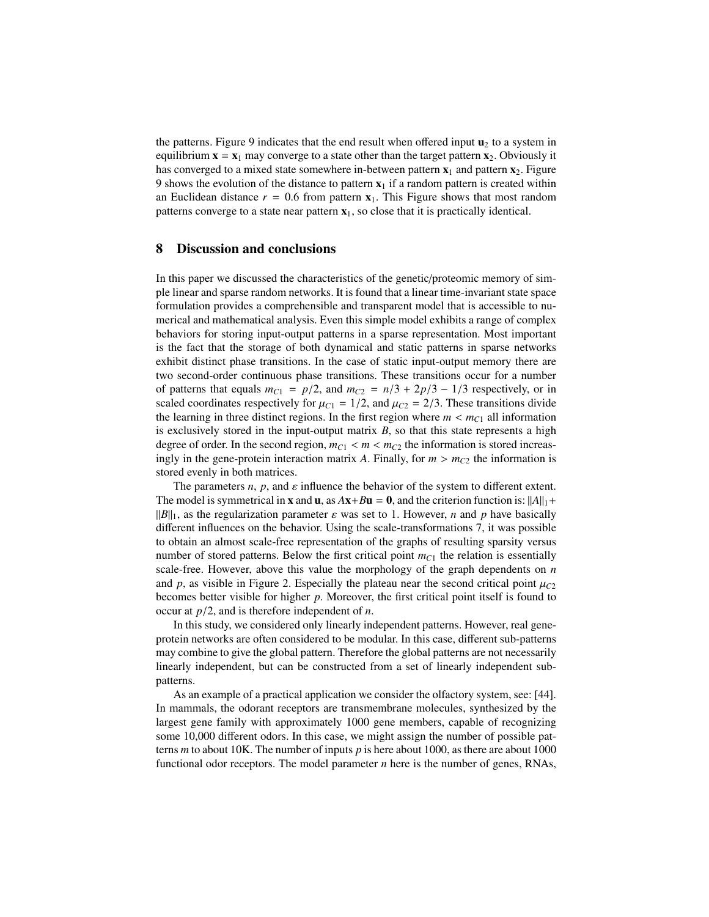the patterns. Figure 9 indicates that the end result when offered input $\mathbf{u}_2$ to a system in equilibrium $\mathbf{x} = \mathbf{x}_1$ may converge to a state other than the target pattern $\mathbf{x}_2$. Obviously it has converged to a mixed state somewhere in-between pattern $\mathbf{x}_1$ and pattern $\mathbf{x}_2$. Figure 9 shows the evolution of the distance to pattern $\mathbf{x}_1$ if a random pattern is created within an Euclidean distance $r = 0.6$ from pattern $\mathbf{x}_1$. This Figure shows that most random patterns converge to a state near pattern $\mathbf{x}_1$, so close that it is practically identical.

## 8 Discussion and conclusions

In this paper we discussed the characteristics of the genetic/proteomic memory of simple linear and sparse random networks. It is found that a linear time-invariant state space formulation provides a comprehensible and transparent model that is accessible to numerical and mathematical analysis. Even this simple model exhibits a range of complex behaviors for storing input-output patterns in a sparse representation. Most important is the fact that the storage of both dynamical and static patterns in sparse networks exhibit distinct phase transitions. In the case of static input-output memory there are two second-order continuous phase transitions. These transitions occur for a number of patterns that equals $m_{C1} = p/2$, and $m_{C2} = n/3 + 2p/3 - 1/3$ respectively, or in scaled coordinates respectively for $\mu_{C1} = 1/2$, and $\mu_{C2} = 2/3$. These transitions divide the learning in three distinct regions. In the first region where $m < m_{C1}$ all information is exclusively stored in the input-output matrix $B$, so that this state represents a high degree of order. In the second region, $m_{C1} < m < m_{C2}$ the information is stored increasingly in the gene-protein interaction matrix $A$. Finally, for $m > m_{C2}$ the information is stored evenly in both matrices.

The parameters $n$, $p$, and $\varepsilon$ influence the behavior of the system to different extent. The model is symmetrical in $\mathbf{x}$ and $\mathbf{u}$, as $A\mathbf{x}+B\mathbf{u} = \mathbf{0}$, and the criterion function is: $\|A\|_1 + \|B\|_1$, as the regularization parameter $\varepsilon$ was set to 1. However, $n$ and $p$ have basically different influences on the behavior. Using the scale-transformations 7, it was possible to obtain an almost scale-free representation of the graphs of resulting sparsity versus number of stored patterns. Below the first critical point $m_{C1}$ the relation is essentially scale-free. However, above this value the morphology of the graph dependents on $n$ and $p$, as visible in Figure 2. Especially the plateau near the second critical point $\mu_{C2}$ becomes better visible for higher $p$. Moreover, the first critical point itself is found to occur at $p/2$, and is therefore independent of $n$.

In this study, we considered only linearly independent patterns. However, real gene-protein networks are often considered to be modular. In this case, different sub-patterns may combine to give the global pattern. Therefore the global patterns are not necessarily linearly independent, but can be constructed from a set of linearly independent sub-patterns.

As an example of a practical application we consider the olfactory system, see: [44]. In mammals, the odorant receptors are transmembrane molecules, synthesized by the largest gene family with approximately 1000 gene members, capable of recognizing some 10,000 different odors. In this case, we might assign the number of possible patterns $m$ to about 10K. The number of inputs $p$ is here about 1000, as there are about 1000 functional odor receptors. The model parameter $n$ here is the number of genes, RNAs,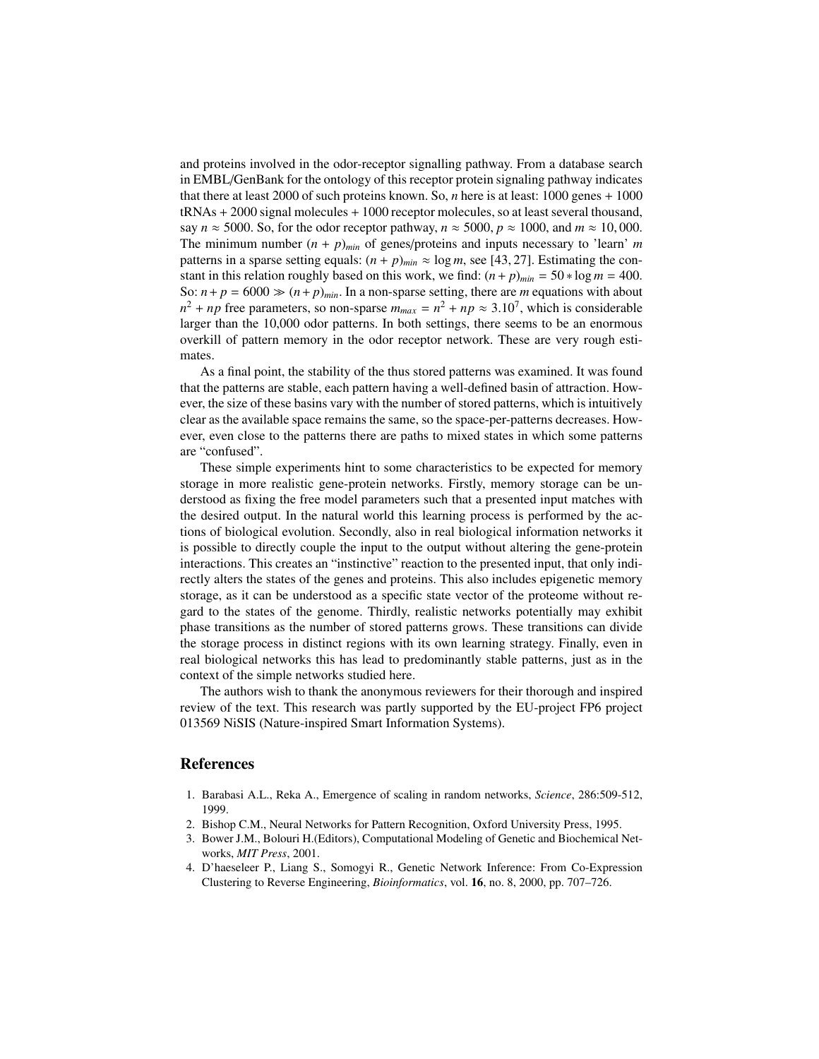and proteins involved in the odor-receptor signalling pathway. From a database search in EMBL/GenBank for the ontology of this receptor protein signaling pathway indicates that there at least 2000 of such proteins known. So, $n$ here is at least: 1000 genes + 1000 tRNAs + 2000 signal molecules + 1000 receptor molecules, so at least several thousand, say $n \approx 5000$. So, for the odor receptor pathway, $n \approx 5000$, $p \approx 1000$, and $m \approx 10,000$. The minimum number $(n + p)_{min}$ of genes/proteins and inputs necessary to 'learn' $m$ patterns in a sparse setting equals: $(n + p)_{min} \approx \log m$, see [43, 27]. Estimating the constant in this relation roughly based on this work, we find: $(n + p)_{min} = 50 * \log m = 400$. So: $n + p = 6000 \gg (n + p)_{min}$. In a non-sparse setting, there are $m$ equations with about $n^2 + np$ free parameters, so non-sparse $m_{max} = n^2 + np \approx 3.10^7$, which is considerable larger than the 10,000 odor patterns. In both settings, there seems to be an enormous overkill of pattern memory in the odor receptor network. These are very rough estimates.

As a final point, the stability of the thus stored patterns was examined. It was found that the patterns are stable, each pattern having a well-defined basin of attraction. However, the size of these basins vary with the number of stored patterns, which is intuitively clear as the available space remains the same, so the space-per-patterns decreases. However, even close to the patterns there are paths to mixed states in which some patterns are "confused".

These simple experiments hint to some characteristics to be expected for memory storage in more realistic gene-protein networks. Firstly, memory storage can be understood as fixing the free model parameters such that a presented input matches with the desired output. In the natural world this learning process is performed by the actions of biological evolution. Secondly, also in real biological information networks it is possible to directly couple the input to the output without altering the gene-protein interactions. This creates an "instinctive" reaction to the presented input, that only indirectly alters the states of the genes and proteins. This also includes epigenetic memory storage, as it can be understood as a specific state vector of the proteome without regard to the states of the genome. Thirdly, realistic networks potentially may exhibit phase transitions as the number of stored patterns grows. These transitions can divide the storage process in distinct regions with its own learning strategy. Finally, even in real biological networks this has lead to predominantly stable patterns, just as in the context of the simple networks studied here.

The authors wish to thank the anonymous reviewers for their thorough and inspired review of the text. This research was partly supported by the EU-project FP6 project 013569 NiSIS (Nature-inspired Smart Information Systems).

## References

1. Barabasi A.L., Reka A., Emergence of scaling in random networks, *Science*, 286:509-512, 1999.
2. Bishop C.M., Neural Networks for Pattern Recognition, Oxford University Press, 1995.
3. Bower J.M., Bolouri H.(Editors), Computational Modeling of Genetic and Biochemical Networks, *MIT Press*, 2001.
4. D'haeseleer P., Liang S., Somogyi R., Genetic Network Inference: From Co-Expression Clustering to Reverse Engineering, *Bioinformatics*, vol. **16**, no. 8, 2000, pp. 707–726.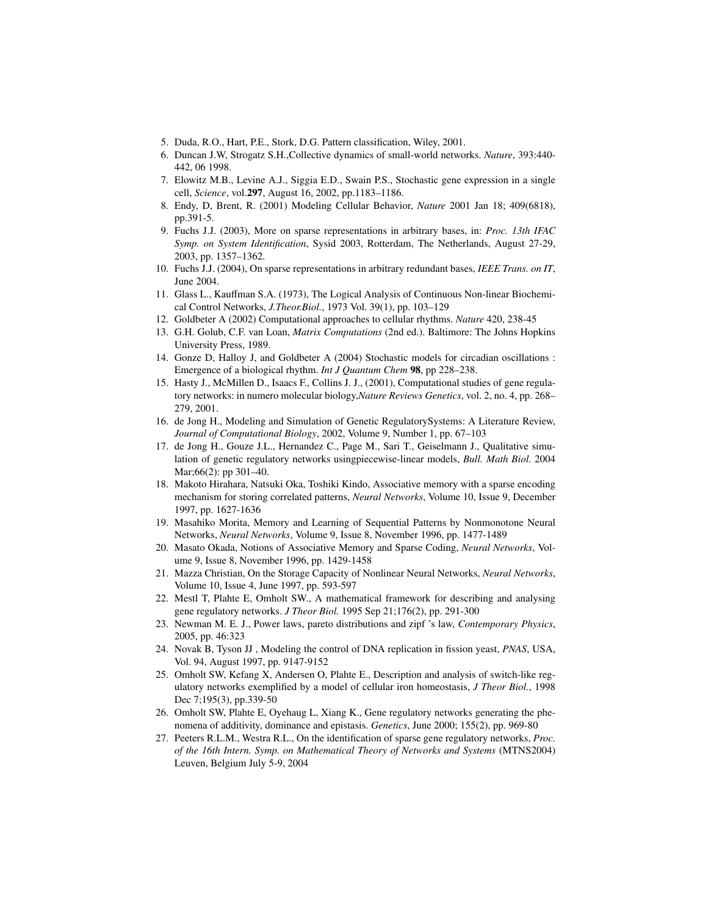5. Duda, R.O., Hart, P.E., Stork, D.G. Pattern classification, Wiley, 2001.
6. Duncan J.W, Strogatz S.H.,Collective dynamics of small-world networks. *Nature*, 393:440-442, 06 1998.
7. Elowitz M.B., Levine A.J., Siggia E.D., Swain P.S., Stochastic gene expression in a single cell, *Science*, vol.**297**, August 16, 2002, pp.1183–1186.
8. Endy, D, Brent, R. (2001) Modeling Cellular Behavior, *Nature* 2001 Jan 18; 409(6818), pp.391-5.
9. Fuchs J.J. (2003), More on sparse representations in arbitrary bases, in: *Proc. 13th IFAC Symp. on System Identification*, Sysid 2003, Rotterdam, The Netherlands, August 27-29, 2003, pp. 1357–1362.
10. Fuchs J.J. (2004), On sparse representations in arbitrary redundant bases, *IEEE Trans. on IT*, June 2004.
11. Glass L., Kauffman S.A. (1973), The Logical Analysis of Continuous Non-linear Biochemical Control Networks, *J.Theor.Biol.*, 1973 Vol. 39(1), pp. 103–129
12. Goldbeter A (2002) Computational approaches to cellular rhythms. *Nature* 420, 238-45
13. G.H. Golub, C.F. van Loan, *Matrix Computations* (2nd ed.). Baltimore: The Johns Hopkins University Press, 1989.
14. Gonze D, Halloy J, and Goldbeter A (2004) Stochastic models for circadian oscillations : Emergence of a biological rhythm. *Int J Quantum Chem* **98**, pp 228–238.
15. Hasty J., McMillen D., Isaacs F., Collins J. J., (2001), Computational studies of gene regulatory networks: in numero molecular biology,*Nature Reviews Genetics*, vol. 2, no. 4, pp. 268–279, 2001.
16. de Jong H., Modeling and Simulation of Genetic RegulatorySystems: A Literature Review, *Journal of Computational Biology*, 2002, Volume 9, Number 1, pp. 67–103
17. de Jong H., Gouze J.L., Hernandez C., Page M., Sari T., Geiselmann J., Qualitative simulation of genetic regulatory networks usingpiecewise-linear models, *Bull. Math Biol.* 2004 Mar;66(2): pp 301–40.
18. Makoto Hirahara, Natsuki Oka, Toshiki Kindo, Associative memory with a sparse encoding mechanism for storing correlated patterns, *Neural Networks*, Volume 10, Issue 9, December 1997, pp. 1627-1636
19. Masahiko Morita, Memory and Learning of Sequential Patterns by Nonmonotone Neural Networks, *Neural Networks*, Volume 9, Issue 8, November 1996, pp. 1477-1489
20. Masato Okada, Notions of Associative Memory and Sparse Coding, *Neural Networks*, Volume 9, Issue 8, November 1996, pp. 1429-1458
21. Mazza Christian, On the Storage Capacity of Nonlinear Neural Networks, *Neural Networks*, Volume 10, Issue 4, June 1997, pp. 593-597
22. Mestl T, Plahte E, Omholt SW., A mathematical framework for describing and analysing gene regulatory networks. *J Theor Biol.* 1995 Sep 21;176(2), pp. 291-300
23. Newman M. E. J., Power laws, pareto distributions and zipf 's law, *Contemporary Physics*, 2005, pp. 46:323
24. Novak B, Tyson JJ , Modeling the control of DNA replication in fission yeast, *PNAS*, USA, Vol. 94, August 1997, pp. 9147-9152
25. Omholt SW, Kefang X, Andersen O, Plahte E., Description and analysis of switch-like regulatory networks exemplified by a model of cellular iron homeostasis, *J Theor Biol.*, 1998 Dec 7;195(3), pp.339-50
26. Omholt SW, Plahte E, Oyehaug L, Xiang K., Gene regulatory networks generating the phenomena of additivity, dominance and epistasis. *Genetics*, June 2000; 155(2), pp. 969-80
27. Peeters R.L.M., Westra R.L., On the identification of sparse gene regulatory networks, *Proc. of the 16th Intern. Symp. on Mathematical Theory of Networks and Systems* (MTNS2004) Leuven, Belgium July 5-9, 2004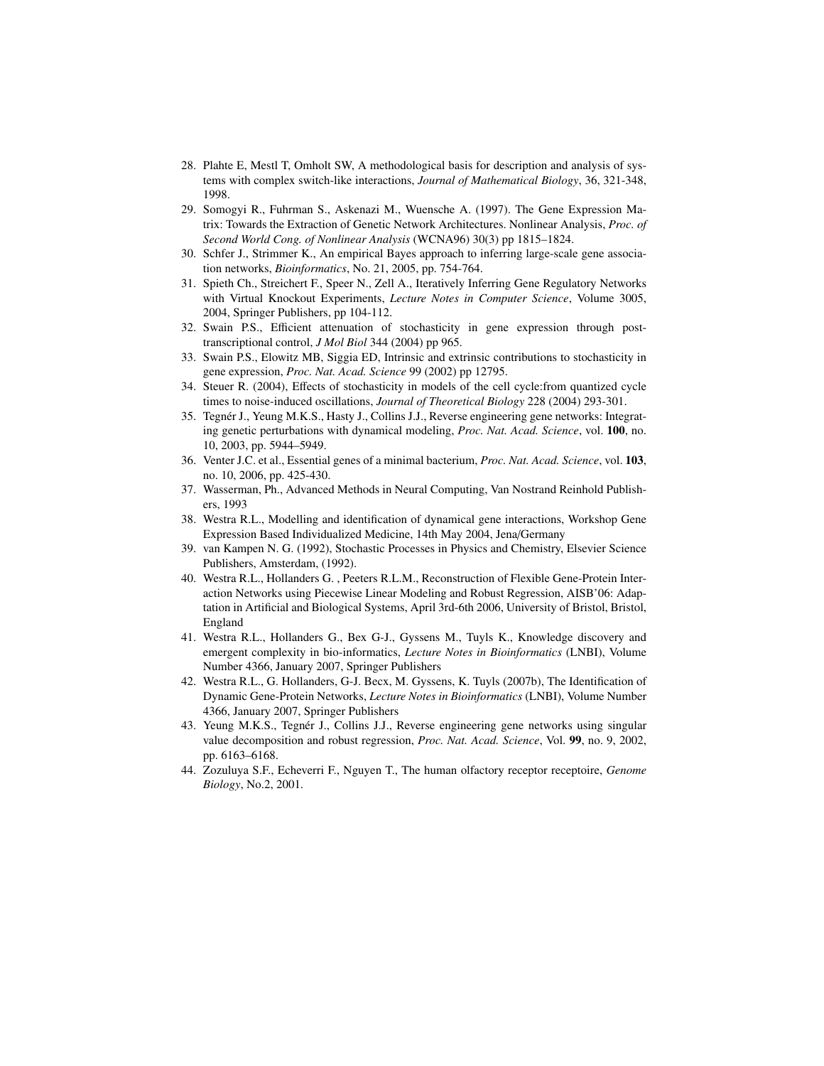28. Plahte E, Mestl T, Omholt SW, A methodological basis for description and analysis of systems with complex switch-like interactions, *Journal of Mathematical Biology*, 36, 321-348, 1998.
29. Somogyi R., Fuhrman S., Askenazi M., Wuensche A. (1997). The Gene Expression Matrix: Towards the Extraction of Genetic Network Architectures. Nonlinear Analysis, *Proc. of Second World Cong. of Nonlinear Analysis* (WCNA96) 30(3) pp 1815–1824.
30. Schfer J., Strimmer K., An empirical Bayes approach to inferring large-scale gene association networks, *Bioinformatics*, No. 21, 2005, pp. 754-764.
31. Spieth Ch., Streichert F., Speer N., Zell A., Iteratively Inferring Gene Regulatory Networks with Virtual Knockout Experiments, *Lecture Notes in Computer Science*, Volume 3005, 2004, Springer Publishers, pp 104-112.
32. Swain P.S., Efficient attenuation of stochasticity in gene expression through post-transcriptional control, *J Mol Biol* 344 (2004) pp 965.
33. Swain P.S., Elowitz MB, Siggia ED, Intrinsic and extrinsic contributions to stochasticity in gene expression, *Proc. Nat. Acad. Science* 99 (2002) pp 12795.
34. Steuer R. (2004), Effects of stochasticity in models of the cell cycle:from quantized cycle times to noise-induced oscillations, *Journal of Theoretical Biology* 228 (2004) 293-301.
35. Tegnér J., Yeung M.K.S., Hasty J., Collins J.J., Reverse engineering gene networks: Integrating genetic perturbations with dynamical modeling, *Proc. Nat. Acad. Science*, vol. **100**, no. 10, 2003, pp. 5944–5949.
36. Venter J.C. et al., Essential genes of a minimal bacterium, *Proc. Nat. Acad. Science*, vol. **103**, no. 10, 2006, pp. 425-430.
37. Wasserman, Ph., Advanced Methods in Neural Computing, Van Nostrand Reinhold Publishers, 1993
38. Westra R.L., Modelling and identification of dynamical gene interactions, Workshop Gene Expression Based Individualized Medicine, 14th May 2004, Jena/Germany
39. van Kampen N. G. (1992), Stochastic Processes in Physics and Chemistry, Elsevier Science Publishers, Amsterdam, (1992).
40. Westra R.L., Hollanders G. , Peeters R.L.M., Reconstruction of Flexible Gene-Protein Interaction Networks using Piecewise Linear Modeling and Robust Regression, AISB'06: Adaptation in Artificial and Biological Systems, April 3rd-6th 2006, University of Bristol, Bristol, England
41. Westra R.L., Hollanders G., Bex G-J., Gyssens M., Tuyls K., Knowledge discovery and emergent complexity in bio-informatics, *Lecture Notes in Bioinformatics* (LNBI), Volume Number 4366, January 2007, Springer Publishers
42. Westra R.L., G. Hollanders, G-J. Becx, M. Gyssens, K. Tuyls (2007b), The Identification of Dynamic Gene-Protein Networks, *Lecture Notes in Bioinformatics* (LNBI), Volume Number 4366, January 2007, Springer Publishers
43. Yeung M.K.S., Tegnér J., Collins J.J., Reverse engineering gene networks using singular value decomposition and robust regression, *Proc. Nat. Acad. Science*, Vol. **99**, no. 9, 2002, pp. 6163–6168.
44. Zozuluya S.F., Echeverri F., Nguyen T., The human olfactory receptor receptoire, *Genome Biology*, No.2, 2001.